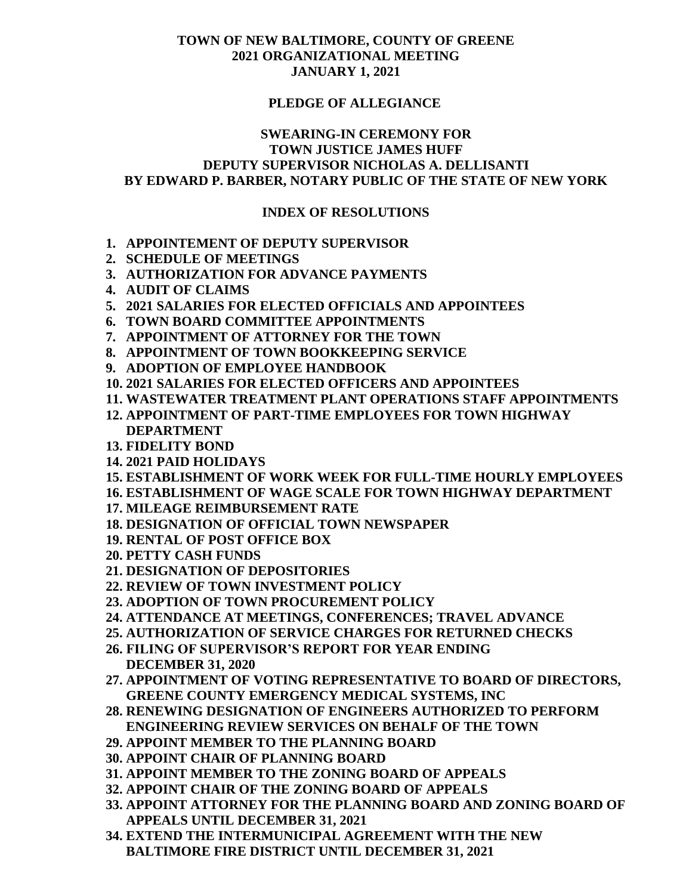# TOWN OF NEW BALTIMORE, COUNTY OF GREENE
# 2021 ORGANIZATIONAL MEETING
# JANUARY 1, 2021

## PLEDGE OF ALLEGIANCE

## SWEARING-IN CEREMONY FOR
## TOWN JUSTICE JAMES HUFF
## DEPUTY SUPERVISOR NICHOLAS A. DELLISANTI
## BY EDWARD P. BARBER, NOTARY PUBLIC OF THE STATE OF NEW YORK

## INDEX OF RESOLUTIONS

1. **APPOINTEMENT OF DEPUTY SUPERVISOR**
2. **SCHEDULE OF MEETINGS**
3. **AUTHORIZATION FOR ADVANCE PAYMENTS**
4. **AUDIT OF CLAIMS**
5. **2021 SALARIES FOR ELECTED OFFICIALS AND APPOINTEES**
6. **TOWN BOARD COMMITTEE APPOINTMENTS**
7. **APPOINTMENT OF ATTORNEY FOR THE TOWN**
8. **APPOINTMENT OF TOWN BOOKKEEPING SERVICE**
9. **ADOPTION OF EMPLOYEE HANDBOOK**
10. **2021 SALARIES FOR ELECTED OFFICERS AND APPOINTEES**
11. **WASTEWATER TREATMENT PLANT OPERATIONS STAFF APPOINTMENTS**
12. **APPOINTMENT OF PART-TIME EMPLOYEES FOR TOWN HIGHWAY DEPARTMENT**
13. **FIDELITY BOND**
14. **2021 PAID HOLIDAYS**
15. **ESTABLISHMENT OF WORK WEEK FOR FULL-TIME HOURLY EMPLOYEES**
16. **ESTABLISHMENT OF WAGE SCALE FOR TOWN HIGHWAY DEPARTMENT**
17. **MILEAGE REIMBURSEMENT RATE**
18. **DESIGNATION OF OFFICIAL TOWN NEWSPAPER**
19. **RENTAL OF POST OFFICE BOX**
20. **PETTY CASH FUNDS**
21. **DESIGNATION OF DEPOSITORIES**
22. **REVIEW OF TOWN INVESTMENT POLICY**
23. **ADOPTION OF TOWN PROCUREMENT POLICY**
24. **ATTENDANCE AT MEETINGS, CONFERENCES; TRAVEL ADVANCE**
25. **AUTHORIZATION OF SERVICE CHARGES FOR RETURNED CHECKS**
26. **FILING OF SUPERVISOR'S REPORT FOR YEAR ENDING DECEMBER 31, 2020**
27. **APPOINTMENT OF VOTING REPRESENTATIVE TO BOARD OF DIRECTORS, GREENE COUNTY EMERGENCY MEDICAL SYSTEMS, INC**
28. **RENEWING DESIGNATION OF ENGINEERS AUTHORIZED TO PERFORM ENGINEERING REVIEW SERVICES ON BEHALF OF THE TOWN**
29. **APPOINT MEMBER TO THE PLANNING BOARD**
30. **APPOINT CHAIR OF PLANNING BOARD**
31. **APPOINT MEMBER TO THE ZONING BOARD OF APPEALS**
32. **APPOINT CHAIR OF THE ZONING BOARD OF APPEALS**
33. **APPOINT ATTORNEY FOR THE PLANNING BOARD AND ZONING BOARD OF APPEALS UNTIL DECEMBER 31, 2021**
34. **EXTEND THE INTERMUNICIPAL AGREEMENT WITH THE NEW BALTIMORE FIRE DISTRICT UNTIL DECEMBER 31, 2021**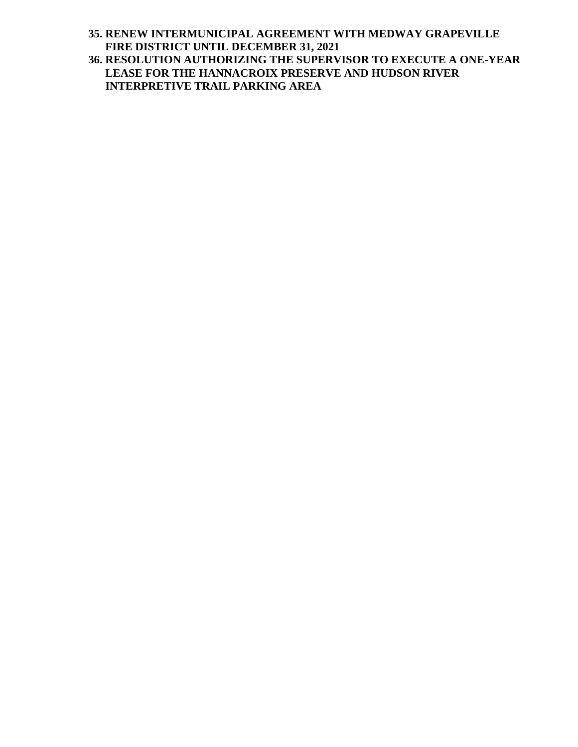35. **RENEW INTERMUNICIPAL AGREEMENT WITH MEDWAY GRAPEVILLE FIRE DISTRICT UNTIL DECEMBER 31, 2021**
36. **RESOLUTION AUTHORIZING THE SUPERVISOR TO EXECUTE A ONE-YEAR LEASE FOR THE HANNACROIX PRESERVE AND HUDSON RIVER INTERPRETIVE TRAIL PARKING AREA**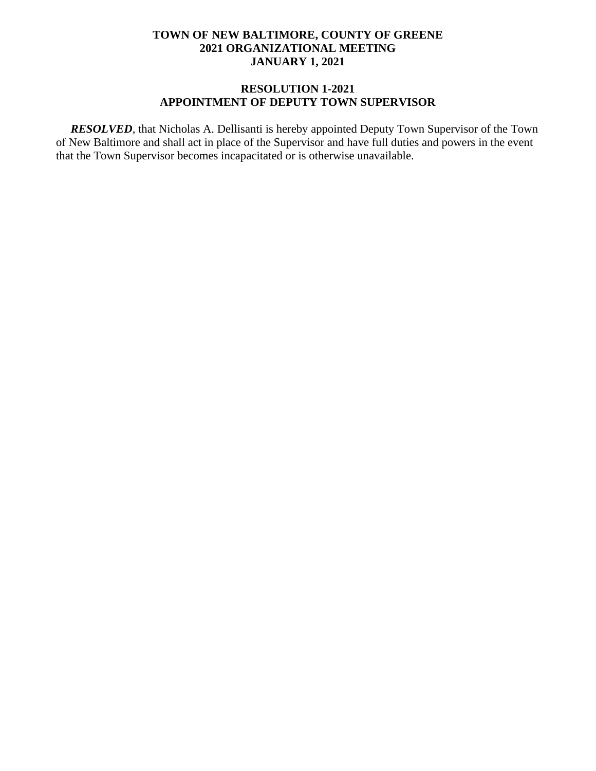**TOWN OF NEW BALTIMORE, COUNTY OF GREENE**
**2021 ORGANIZATIONAL MEETING**
**JANUARY 1, 2021**

**RESOLUTION 1-2021**
**APPOINTMENT OF DEPUTY TOWN SUPERVISOR**

***RESOLVED***, that Nicholas A. Dellisanti is hereby appointed Deputy Town Supervisor of the Town of New Baltimore and shall act in place of the Supervisor and have full duties and powers in the event that the Town Supervisor becomes incapacitated or is otherwise unavailable.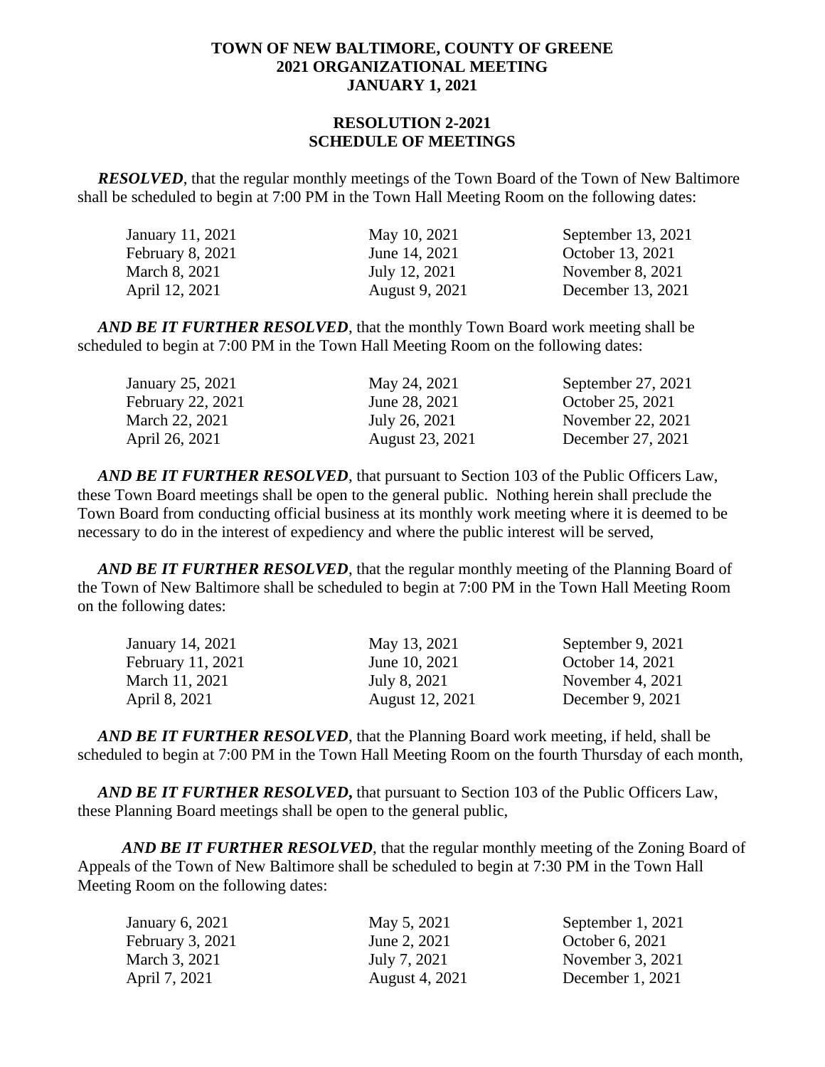**TOWN OF NEW BALTIMORE, COUNTY OF GREENE**
**2021 ORGANIZATIONAL MEETING**
**JANUARY 1, 2021**

**RESOLUTION 2-2021**
**SCHEDULE OF MEETINGS**

***RESOLVED***, that the regular monthly meetings of the Town Board of the Town of New Baltimore shall be scheduled to begin at 7:00 PM in the Town Hall Meeting Room on the following dates:

| | | |
|---|---|---|
| January 11, 2021 | May 10, 2021 | September 13, 2021 |
| February 8, 2021 | June 14, 2021 | October 13, 2021 |
| March 8, 2021 | July 12, 2021 | November 8, 2021 |
| April 12, 2021 | August 9, 2021 | December 13, 2021 |

***AND BE IT FURTHER RESOLVED***, that the monthly Town Board work meeting shall be scheduled to begin at 7:00 PM in the Town Hall Meeting Room on the following dates:

| | | |
|---|---|---|
| January 25, 2021 | May 24, 2021 | September 27, 2021 |
| February 22, 2021 | June 28, 2021 | October 25, 2021 |
| March 22, 2021 | July 26, 2021 | November 22, 2021 |
| April 26, 2021 | August 23, 2021 | December 27, 2021 |

***AND BE IT FURTHER RESOLVED***, that pursuant to Section 103 of the Public Officers Law, these Town Board meetings shall be open to the general public. Nothing herein shall preclude the Town Board from conducting official business at its monthly work meeting where it is deemed to be necessary to do in the interest of expediency and where the public interest will be served,

***AND BE IT FURTHER RESOLVED***, that the regular monthly meeting of the Planning Board of the Town of New Baltimore shall be scheduled to begin at 7:00 PM in the Town Hall Meeting Room on the following dates:

| | | |
|---|---|---|
| January 14, 2021 | May 13, 2021 | September 9, 2021 |
| February 11, 2021 | June 10, 2021 | October 14, 2021 |
| March 11, 2021 | July 8, 2021 | November 4, 2021 |
| April 8, 2021 | August 12, 2021 | December 9, 2021 |

***AND BE IT FURTHER RESOLVED***, that the Planning Board work meeting, if held, shall be scheduled to begin at 7:00 PM in the Town Hall Meeting Room on the fourth Thursday of each month,

***AND BE IT FURTHER RESOLVED,*** that pursuant to Section 103 of the Public Officers Law, these Planning Board meetings shall be open to the general public,

***AND BE IT FURTHER RESOLVED***, that the regular monthly meeting of the Zoning Board of Appeals of the Town of New Baltimore shall be scheduled to begin at 7:30 PM in the Town Hall Meeting Room on the following dates:

| | | |
|---|---|---|
| January 6, 2021 | May 5, 2021 | September 1, 2021 |
| February 3, 2021 | June 2, 2021 | October 6, 2021 |
| March 3, 2021 | July 7, 2021 | November 3, 2021 |
| April 7, 2021 | August 4, 2021 | December 1, 2021 |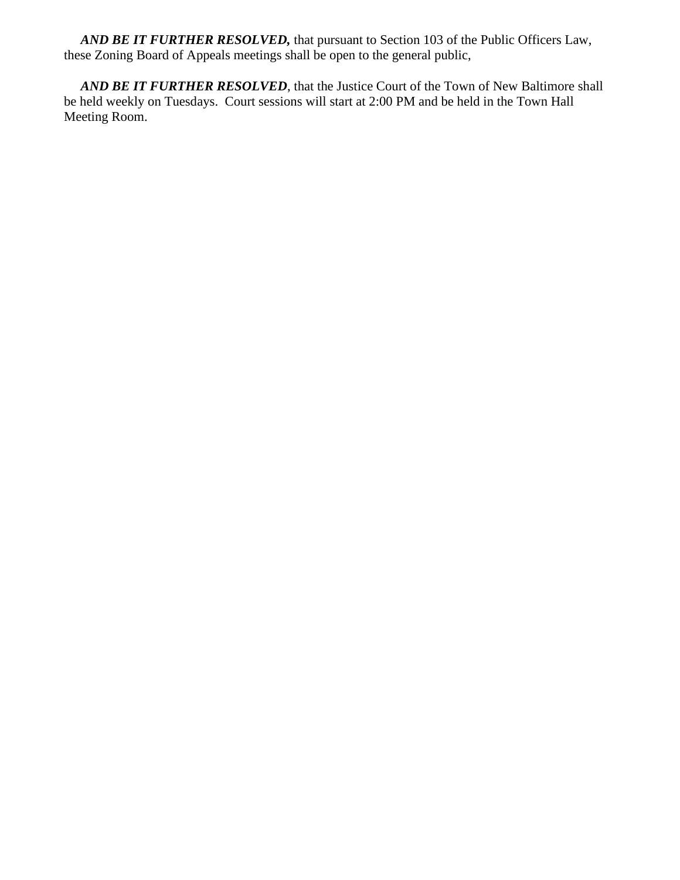***AND BE IT FURTHER RESOLVED,*** that pursuant to Section 103 of the Public Officers Law, these Zoning Board of Appeals meetings shall be open to the general public,

***AND BE IT FURTHER RESOLVED***, that the Justice Court of the Town of New Baltimore shall be held weekly on Tuesdays. Court sessions will start at 2:00 PM and be held in the Town Hall Meeting Room.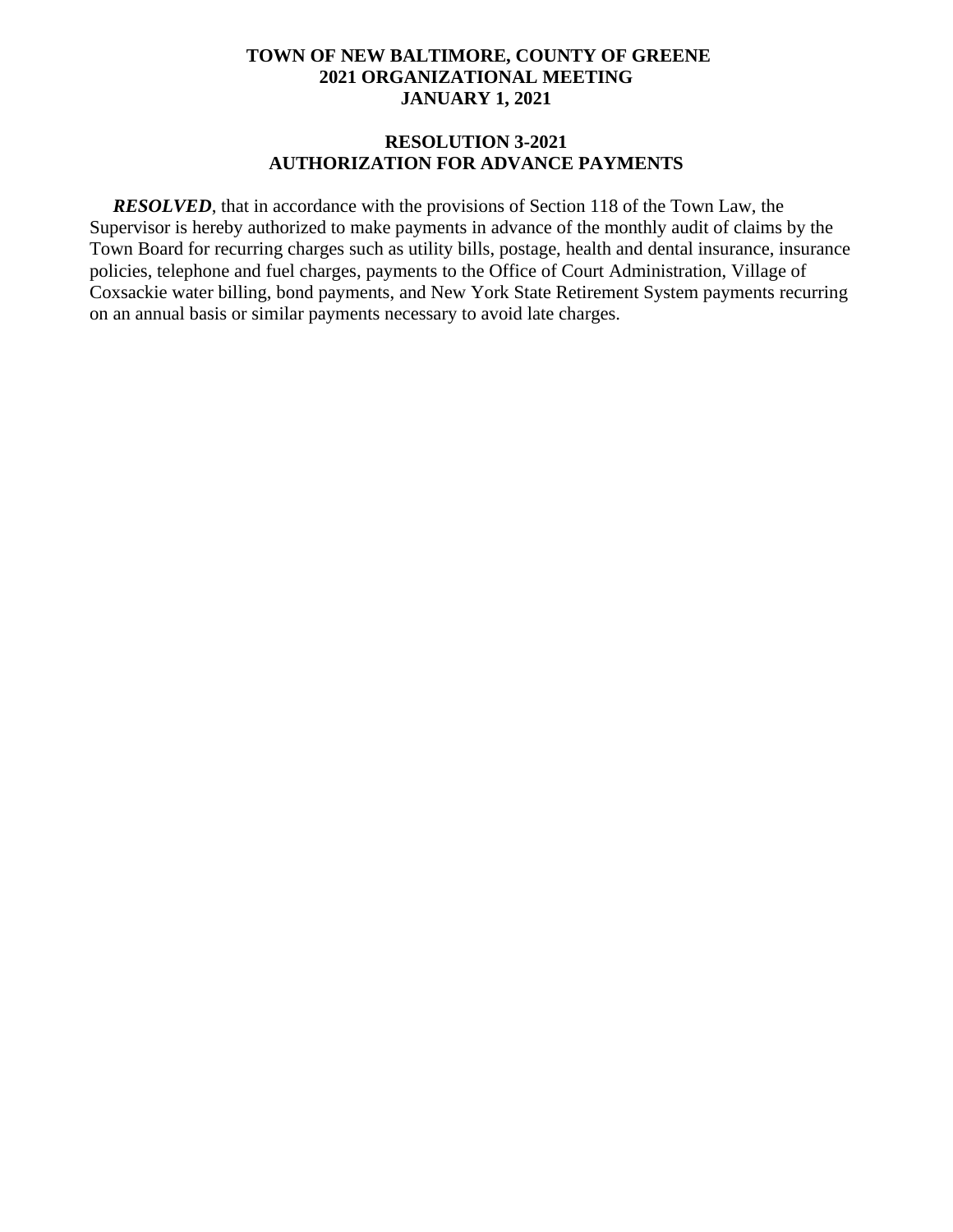**TOWN OF NEW BALTIMORE, COUNTY OF GREENE**
**2021 ORGANIZATIONAL MEETING**
**JANUARY 1, 2021**

**RESOLUTION 3-2021**
**AUTHORIZATION FOR ADVANCE PAYMENTS**

***RESOLVED***, that in accordance with the provisions of Section 118 of the Town Law, the Supervisor is hereby authorized to make payments in advance of the monthly audit of claims by the Town Board for recurring charges such as utility bills, postage, health and dental insurance, insurance policies, telephone and fuel charges, payments to the Office of Court Administration, Village of Coxsackie water billing, bond payments, and New York State Retirement System payments recurring on an annual basis or similar payments necessary to avoid late charges.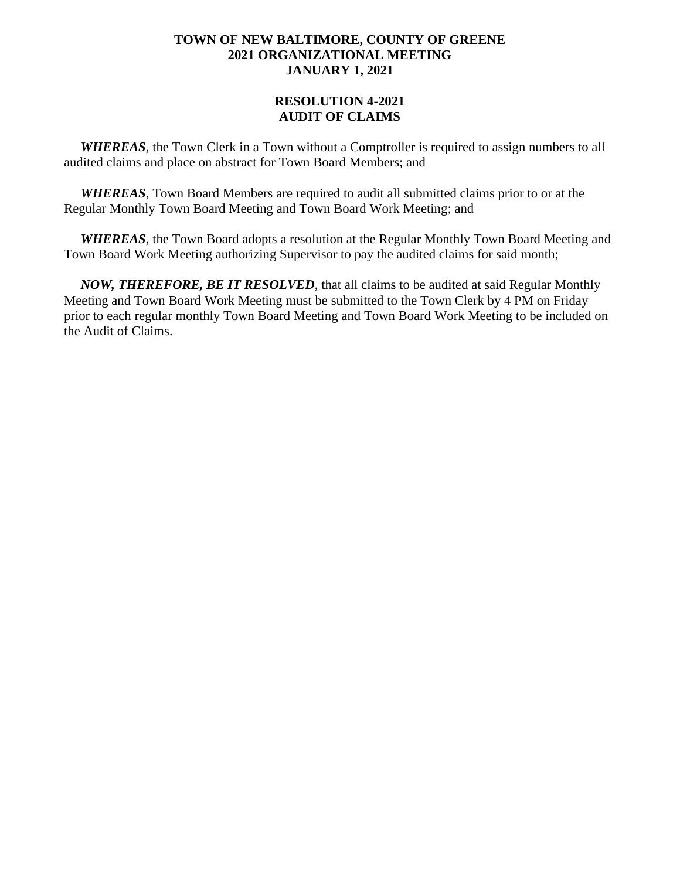**TOWN OF NEW BALTIMORE, COUNTY OF GREENE**
**2021 ORGANIZATIONAL MEETING**
**JANUARY 1, 2021**

**RESOLUTION 4-2021**
**AUDIT OF CLAIMS**

***WHEREAS***, the Town Clerk in a Town without a Comptroller is required to assign numbers to all audited claims and place on abstract for Town Board Members; and

***WHEREAS***, Town Board Members are required to audit all submitted claims prior to or at the Regular Monthly Town Board Meeting and Town Board Work Meeting; and

***WHEREAS***, the Town Board adopts a resolution at the Regular Monthly Town Board Meeting and Town Board Work Meeting authorizing Supervisor to pay the audited claims for said month;

***NOW, THEREFORE, BE IT RESOLVED***, that all claims to be audited at said Regular Monthly Meeting and Town Board Work Meeting must be submitted to the Town Clerk by 4 PM on Friday prior to each regular monthly Town Board Meeting and Town Board Work Meeting to be included on the Audit of Claims.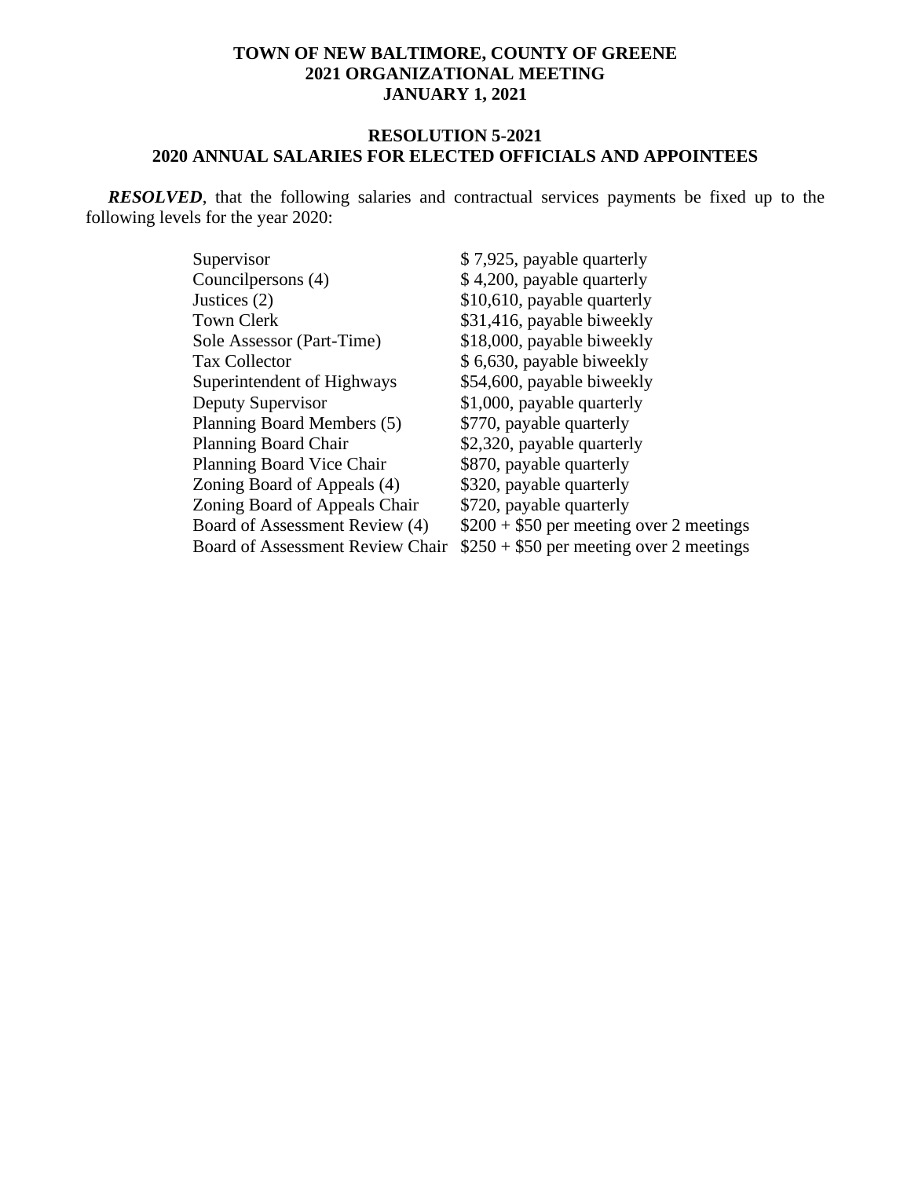**TOWN OF NEW BALTIMORE, COUNTY OF GREENE**
**2021 ORGANIZATIONAL MEETING**
**JANUARY 1, 2021**

**RESOLUTION 5-2021**
**2020 ANNUAL SALARIES FOR ELECTED OFFICIALS AND APPOINTEES**

***RESOLVED***, that the following salaries and contractual services payments be fixed up to the following levels for the year 2020:

| | |
|---|---|
| Supervisor | $ 7,925, payable quarterly |
| Councilpersons (4) | $ 4,200, payable quarterly |
| Justices (2) | $10,610, payable quarterly |
| Town Clerk | $31,416, payable biweekly |
| Sole Assessor (Part-Time) | $18,000, payable biweekly |
| Tax Collector | $ 6,630, payable biweekly |
| Superintendent of Highways | $54,600, payable biweekly |
| Deputy Supervisor | $1,000, payable quarterly |
| Planning Board Members (5) | $770, payable quarterly |
| Planning Board Chair | $2,320, payable quarterly |
| Planning Board Vice Chair | $870, payable quarterly |
| Zoning Board of Appeals (4) | $320, payable quarterly |
| Zoning Board of Appeals Chair | $720, payable quarterly |
| Board of Assessment Review (4) | $200 + $50 per meeting over 2 meetings |
| Board of Assessment Review Chair | $250 + $50 per meeting over 2 meetings |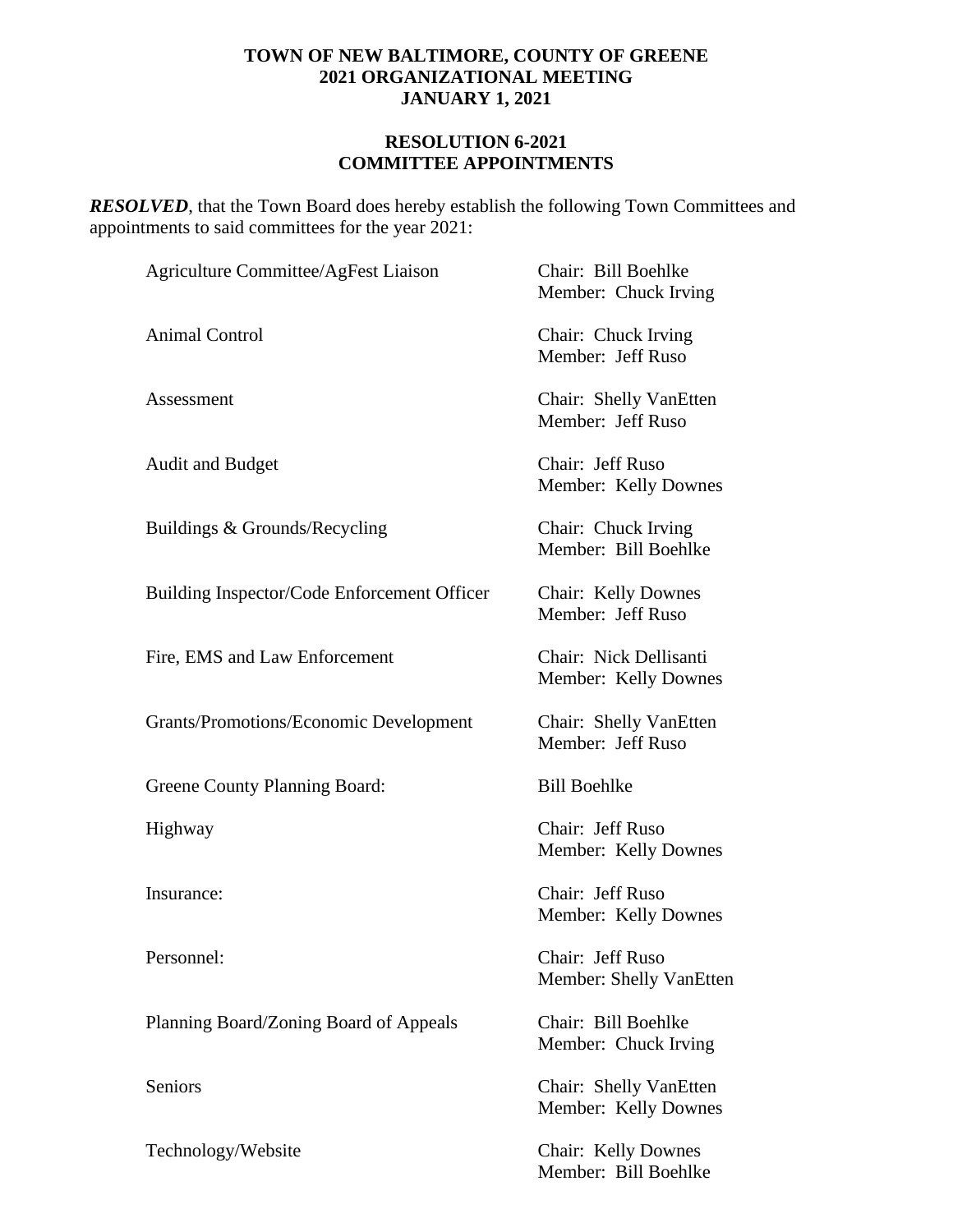**TOWN OF NEW BALTIMORE, COUNTY OF GREENE**
**2021 ORGANIZATIONAL MEETING**
**JANUARY 1, 2021**

**RESOLUTION 6-2021**
**COMMITTEE APPOINTMENTS**

***RESOLVED***, that the Town Board does hereby establish the following Town Committees and appointments to said committees for the year 2021:

| Committee | Appointments |
|---|---|
| Agriculture Committee/AgFest Liaison | Chair: Bill Boehlke<br>Member: Chuck Irving |
| Animal Control | Chair: Chuck Irving<br>Member: Jeff Ruso |
| Assessment | Chair: Shelly VanEtten<br>Member: Jeff Ruso |
| Audit and Budget | Chair: Jeff Ruso<br>Member: Kelly Downes |
| Buildings & Grounds/Recycling | Chair: Chuck Irving<br>Member: Bill Boehlke |
| Building Inspector/Code Enforcement Officer | Chair: Kelly Downes<br>Member: Jeff Ruso |
| Fire, EMS and Law Enforcement | Chair: Nick Dellisanti<br>Member: Kelly Downes |
| Grants/Promotions/Economic Development | Chair: Shelly VanEtten<br>Member: Jeff Ruso |
| Greene County Planning Board: | Bill Boehlke |
| Highway | Chair: Jeff Ruso<br>Member: Kelly Downes |
| Insurance: | Chair: Jeff Ruso<br>Member: Kelly Downes |
| Personnel: | Chair: Jeff Ruso<br>Member: Shelly VanEtten |
| Planning Board/Zoning Board of Appeals | Chair: Bill Boehlke<br>Member: Chuck Irving |
| Seniors | Chair: Shelly VanEtten<br>Member: Kelly Downes |
| Technology/Website | Chair: Kelly Downes<br>Member: Bill Boehlke |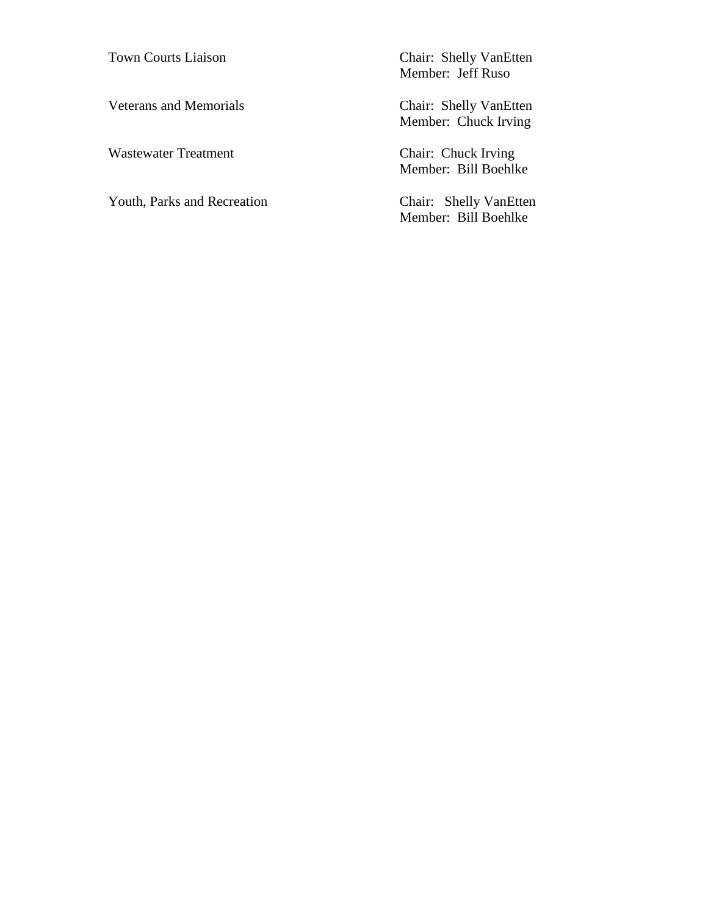| | |
|---|---|
| Town Courts Liaison | Chair: Shelly VanEtten<br>Member: Jeff Ruso |
| Veterans and Memorials | Chair: Shelly VanEtten<br>Member: Chuck Irving |
| Wastewater Treatment | Chair: Chuck Irving<br>Member: Bill Boehlke |
| Youth, Parks and Recreation | Chair: Shelly VanEtten<br>Member: Bill Boehlke |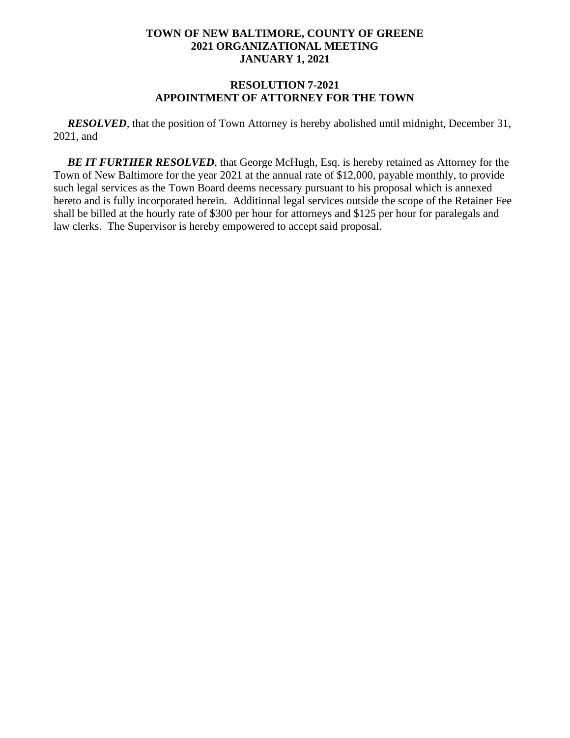**TOWN OF NEW BALTIMORE, COUNTY OF GREENE**
**2021 ORGANIZATIONAL MEETING**
**JANUARY 1, 2021**

**RESOLUTION 7-2021**
**APPOINTMENT OF ATTORNEY FOR THE TOWN**

***RESOLVED***, that the position of Town Attorney is hereby abolished until midnight, December 31, 2021, and

***BE IT FURTHER RESOLVED***, that George McHugh, Esq. is hereby retained as Attorney for the Town of New Baltimore for the year 2021 at the annual rate of $12,000, payable monthly, to provide such legal services as the Town Board deems necessary pursuant to his proposal which is annexed hereto and is fully incorporated herein. Additional legal services outside the scope of the Retainer Fee shall be billed at the hourly rate of $300 per hour for attorneys and $125 per hour for paralegals and law clerks. The Supervisor is hereby empowered to accept said proposal.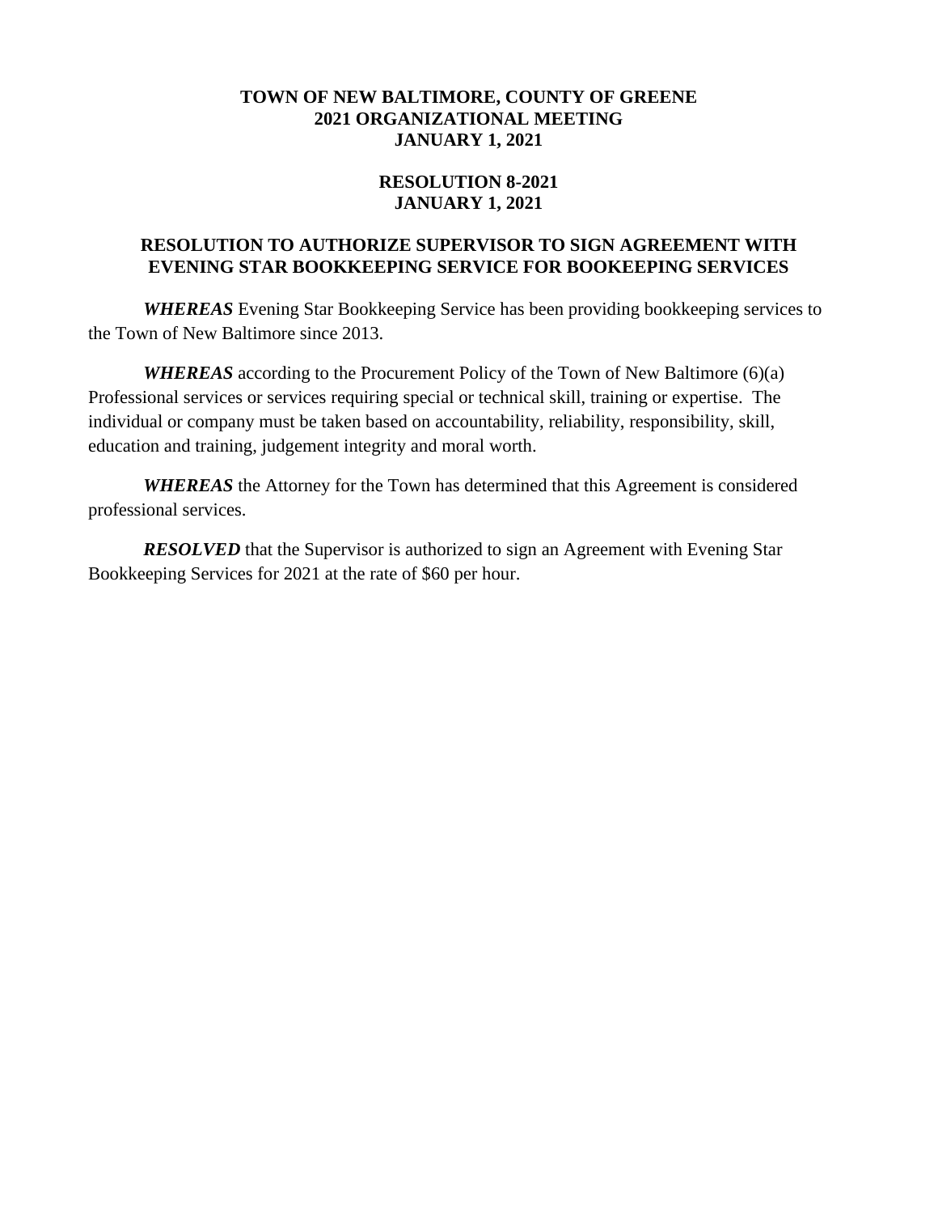**TOWN OF NEW BALTIMORE, COUNTY OF GREENE**
**2021 ORGANIZATIONAL MEETING**
**JANUARY 1, 2021**

**RESOLUTION 8-2021**
**JANUARY 1, 2021**

**RESOLUTION TO AUTHORIZE SUPERVISOR TO SIGN AGREEMENT WITH EVENING STAR BOOKKEEPING SERVICE FOR BOOKEEPING SERVICES**

***WHEREAS*** Evening Star Bookkeeping Service has been providing bookkeeping services to the Town of New Baltimore since 2013.

***WHEREAS*** according to the Procurement Policy of the Town of New Baltimore (6)(a) Professional services or services requiring special or technical skill, training or expertise. The individual or company must be taken based on accountability, reliability, responsibility, skill, education and training, judgement integrity and moral worth.

***WHEREAS*** the Attorney for the Town has determined that this Agreement is considered professional services.

***RESOLVED*** that the Supervisor is authorized to sign an Agreement with Evening Star Bookkeeping Services for 2021 at the rate of $60 per hour.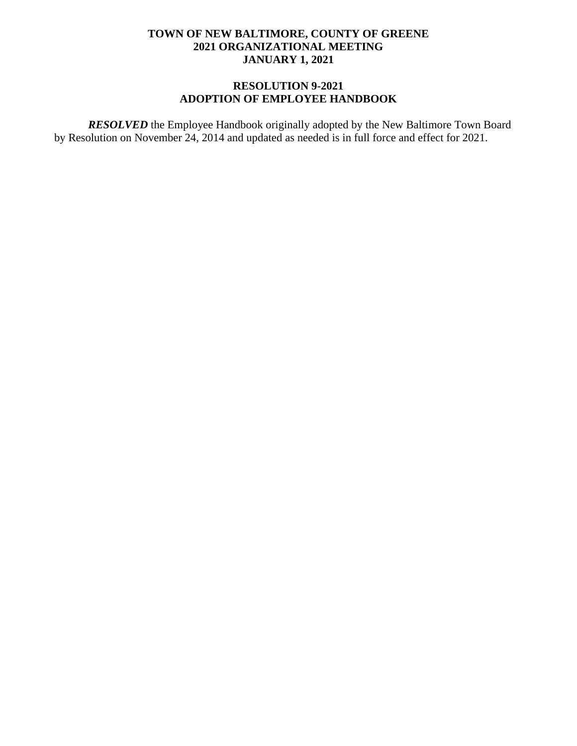**TOWN OF NEW BALTIMORE, COUNTY OF GREENE**
**2021 ORGANIZATIONAL MEETING**
**JANUARY 1, 2021**

**RESOLUTION 9-2021**
**ADOPTION OF EMPLOYEE HANDBOOK**

***RESOLVED*** the Employee Handbook originally adopted by the New Baltimore Town Board by Resolution on November 24, 2014 and updated as needed is in full force and effect for 2021.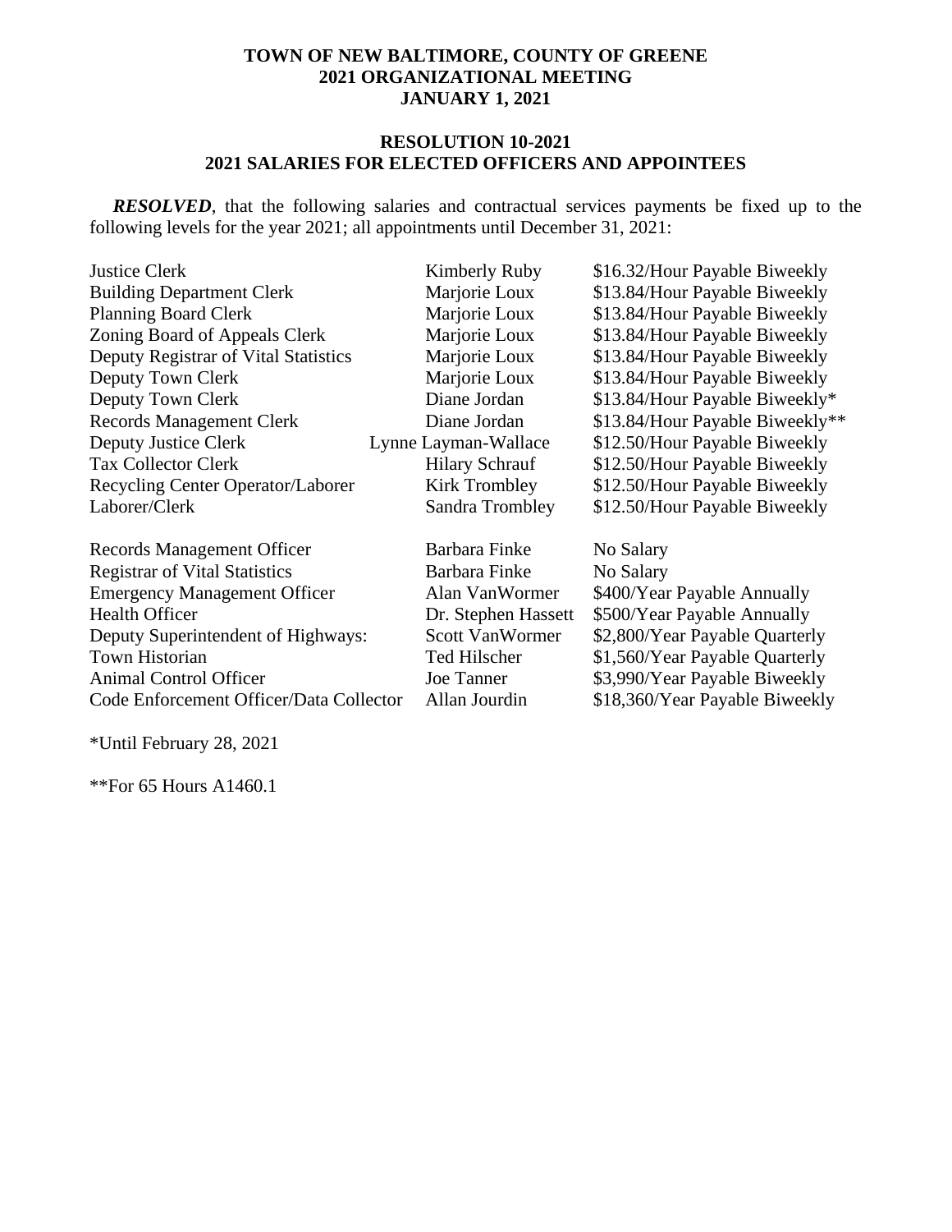**TOWN OF NEW BALTIMORE, COUNTY OF GREENE**
**2021 ORGANIZATIONAL MEETING**
**JANUARY 1, 2021**

**RESOLUTION 10-2021**
**2021 SALARIES FOR ELECTED OFFICERS AND APPOINTEES**

***RESOLVED***, that the following salaries and contractual services payments be fixed up to the following levels for the year 2021; all appointments until December 31, 2021:

| | | |
|---|---|---|
| Justice Clerk | Kimberly Ruby | \$16.32/Hour Payable Biweekly |
| Building Department Clerk | Marjorie Loux | \$13.84/Hour Payable Biweekly |
| Planning Board Clerk | Marjorie Loux | \$13.84/Hour Payable Biweekly |
| Zoning Board of Appeals Clerk | Marjorie Loux | \$13.84/Hour Payable Biweekly |
| Deputy Registrar of Vital Statistics | Marjorie Loux | \$13.84/Hour Payable Biweekly |
| Deputy Town Clerk | Marjorie Loux | \$13.84/Hour Payable Biweekly |
| Deputy Town Clerk | Diane Jordan | \$13.84/Hour Payable Biweekly* |
| Records Management Clerk | Diane Jordan | \$13.84/Hour Payable Biweekly** |
| Deputy Justice Clerk | Lynne Layman-Wallace | \$12.50/Hour Payable Biweekly |
| Tax Collector Clerk | Hilary Schrauf | \$12.50/Hour Payable Biweekly |
| Recycling Center Operator/Laborer | Kirk Trombley | \$12.50/Hour Payable Biweekly |
| Laborer/Clerk | Sandra Trombley | \$12.50/Hour Payable Biweekly |
| Records Management Officer | Barbara Finke | No Salary |
| Registrar of Vital Statistics | Barbara Finke | No Salary |
| Emergency Management Officer | Alan VanWormer | \$400/Year Payable Annually |
| Health Officer | Dr. Stephen Hassett | \$500/Year Payable Annually |
| Deputy Superintendent of Highways: | Scott VanWormer | \$2,800/Year Payable Quarterly |
| Town Historian | Ted Hilscher | \$1,560/Year Payable Quarterly |
| Animal Control Officer | Joe Tanner | \$3,990/Year Payable Biweekly |
| Code Enforcement Officer/Data Collector | Allan Jourdin | \$18,360/Year Payable Biweekly |

*Until February 28, 2021

**For 65 Hours A1460.1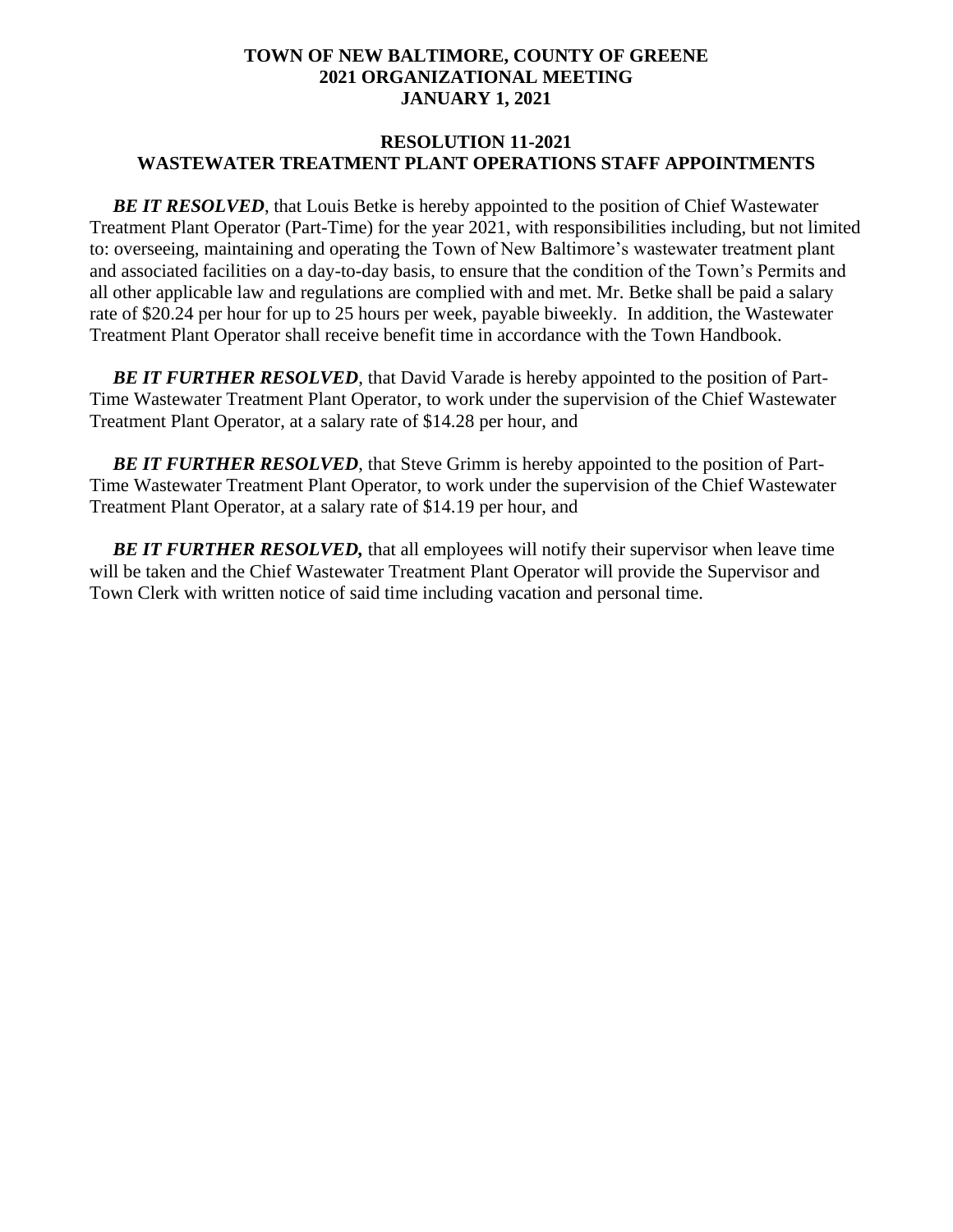**TOWN OF NEW BALTIMORE, COUNTY OF GREENE**
**2021 ORGANIZATIONAL MEETING**
**JANUARY 1, 2021**

**RESOLUTION 11-2021**
**WASTEWATER TREATMENT PLANT OPERATIONS STAFF APPOINTMENTS**

***BE IT RESOLVED***, that Louis Betke is hereby appointed to the position of Chief Wastewater Treatment Plant Operator (Part-Time) for the year 2021, with responsibilities including, but not limited to: overseeing, maintaining and operating the Town of New Baltimore's wastewater treatment plant and associated facilities on a day-to-day basis, to ensure that the condition of the Town's Permits and all other applicable law and regulations are complied with and met. Mr. Betke shall be paid a salary rate of $20.24 per hour for up to 25 hours per week, payable biweekly. In addition, the Wastewater Treatment Plant Operator shall receive benefit time in accordance with the Town Handbook.

***BE IT FURTHER RESOLVED***, that David Varade is hereby appointed to the position of Part-Time Wastewater Treatment Plant Operator, to work under the supervision of the Chief Wastewater Treatment Plant Operator, at a salary rate of $14.28 per hour, and

***BE IT FURTHER RESOLVED***, that Steve Grimm is hereby appointed to the position of Part-Time Wastewater Treatment Plant Operator, to work under the supervision of the Chief Wastewater Treatment Plant Operator, at a salary rate of $14.19 per hour, and

***BE IT FURTHER RESOLVED,*** that all employees will notify their supervisor when leave time will be taken and the Chief Wastewater Treatment Plant Operator will provide the Supervisor and Town Clerk with written notice of said time including vacation and personal time.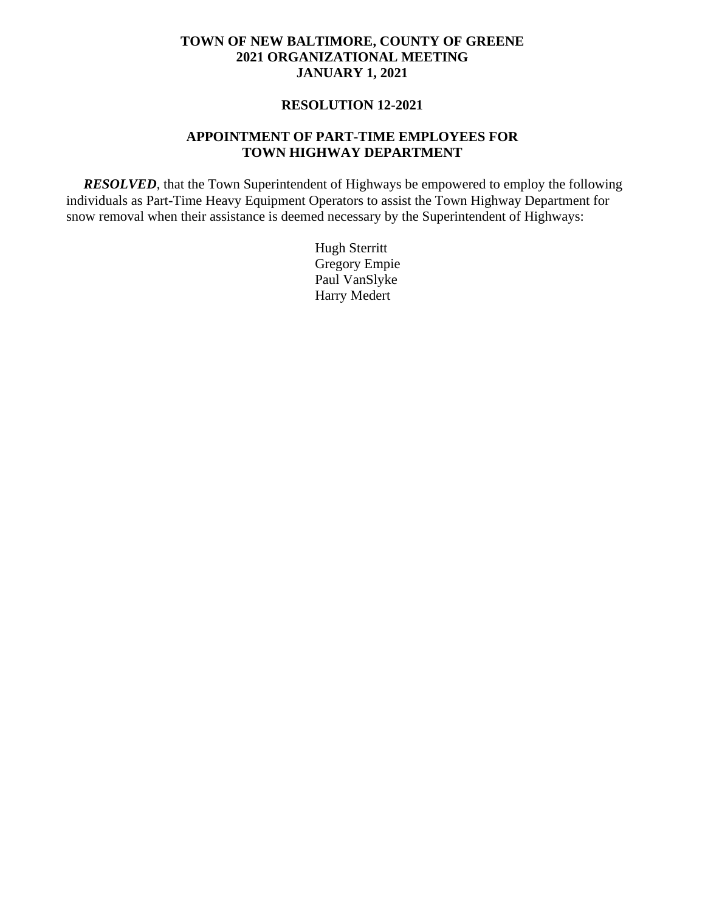**TOWN OF NEW BALTIMORE, COUNTY OF GREENE**
**2021 ORGANIZATIONAL MEETING**
**JANUARY 1, 2021**

**RESOLUTION 12-2021**

**APPOINTMENT OF PART-TIME EMPLOYEES FOR TOWN HIGHWAY DEPARTMENT**

***RESOLVED***, that the Town Superintendent of Highways be empowered to employ the following individuals as Part-Time Heavy Equipment Operators to assist the Town Highway Department for snow removal when their assistance is deemed necessary by the Superintendent of Highways:

Hugh Sterritt
Gregory Empie
Paul VanSlyke
Harry Medert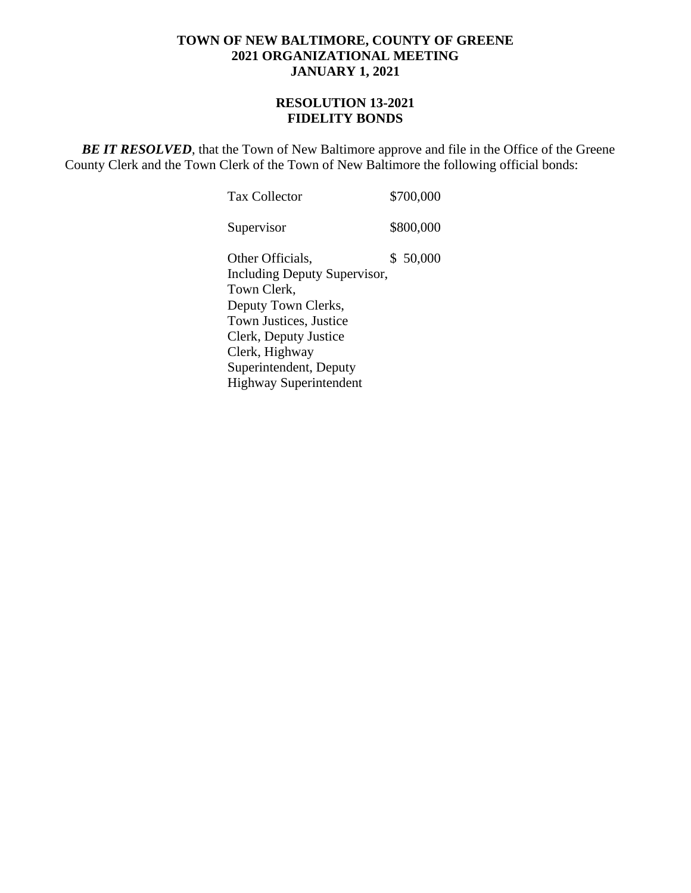**TOWN OF NEW BALTIMORE, COUNTY OF GREENE**
**2021 ORGANIZATIONAL MEETING**
**JANUARY 1, 2021**

**RESOLUTION 13-2021**
**FIDELITY BONDS**

***BE IT RESOLVED***, that the Town of New Baltimore approve and file in the Office of the Greene County Clerk and the Town Clerk of the Town of New Baltimore the following official bonds:

| | |
|---|---|
| Tax Collector | $700,000 |
| Supervisor | $800,000 |
| Other Officials, Including Deputy Supervisor, Town Clerk, Deputy Town Clerks, Town Justices, Justice Clerk, Deputy Justice Clerk, Highway Superintendent, Deputy Highway Superintendent | $ 50,000 |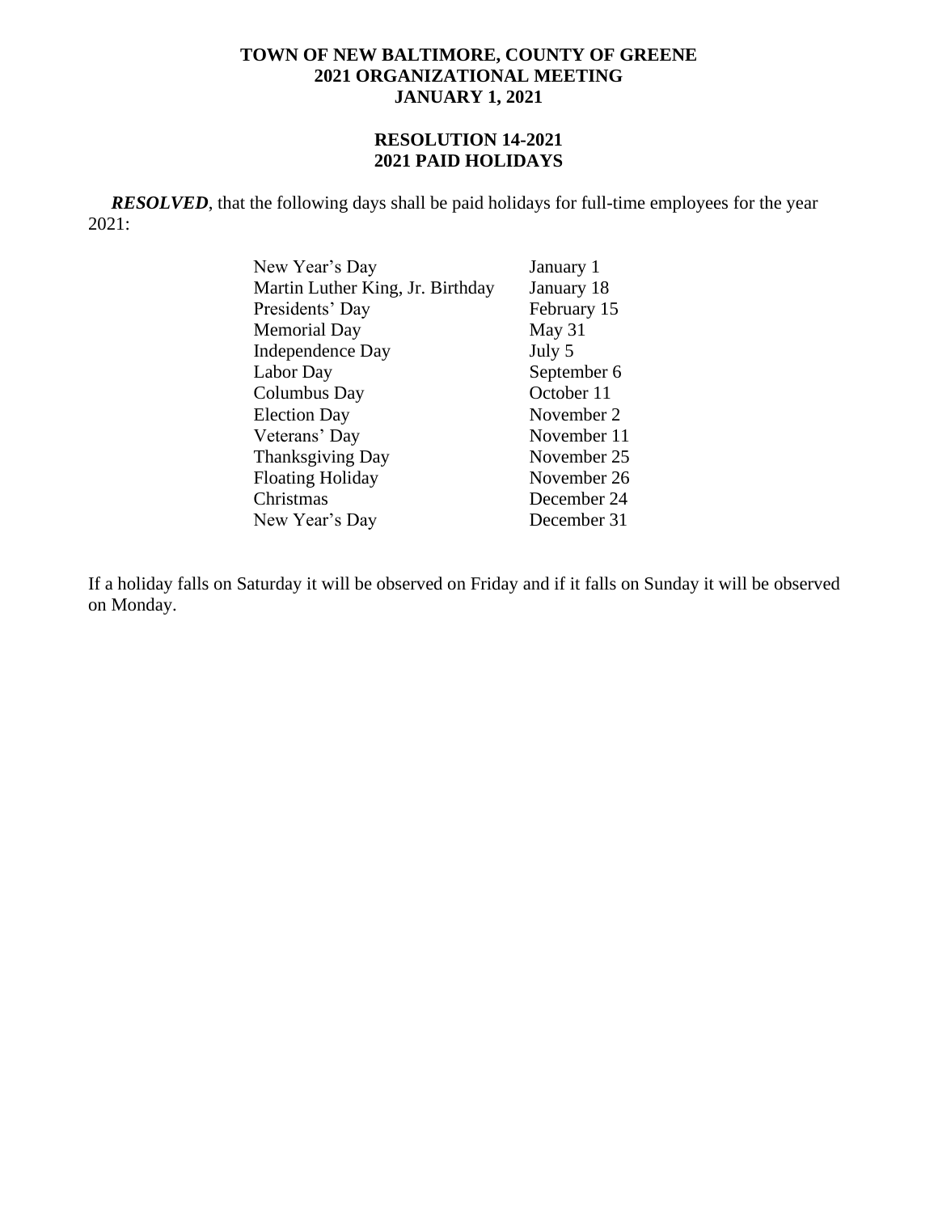**TOWN OF NEW BALTIMORE, COUNTY OF GREENE**
**2021 ORGANIZATIONAL MEETING**
**JANUARY 1, 2021**

**RESOLUTION 14-2021**
**2021 PAID HOLIDAYS**

***RESOLVED***, that the following days shall be paid holidays for full-time employees for the year 2021:

| | |
|---|---|
| New Year's Day | January 1 |
| Martin Luther King, Jr. Birthday | January 18 |
| Presidents' Day | February 15 |
| Memorial Day | May 31 |
| Independence Day | July 5 |
| Labor Day | September 6 |
| Columbus Day | October 11 |
| Election Day | November 2 |
| Veterans' Day | November 11 |
| Thanksgiving Day | November 25 |
| Floating Holiday | November 26 |
| Christmas | December 24 |
| New Year's Day | December 31 |

If a holiday falls on Saturday it will be observed on Friday and if it falls on Sunday it will be observed on Monday.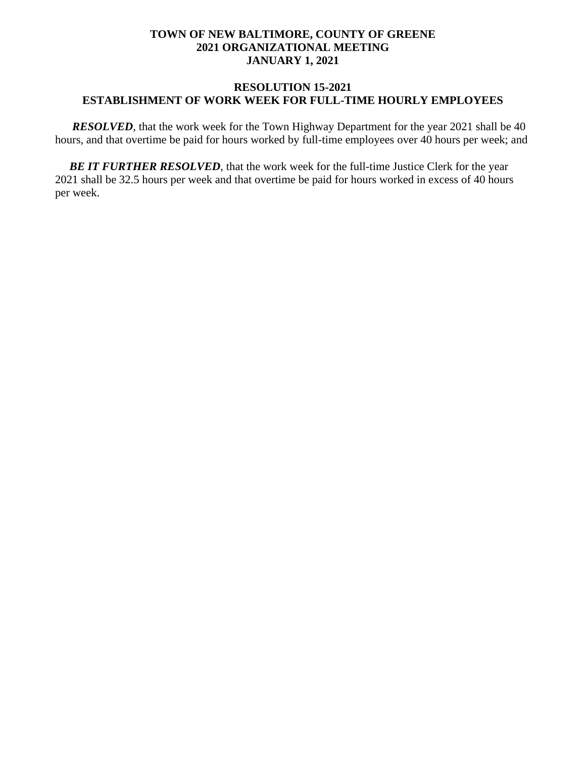**TOWN OF NEW BALTIMORE, COUNTY OF GREENE**
**2021 ORGANIZATIONAL MEETING**
**JANUARY 1, 2021**

## RESOLUTION 15-2021
## ESTABLISHMENT OF WORK WEEK FOR FULL-TIME HOURLY EMPLOYEES

***RESOLVED***, that the work week for the Town Highway Department for the year 2021 shall be 40 hours, and that overtime be paid for hours worked by full-time employees over 40 hours per week; and

***BE IT FURTHER RESOLVED***, that the work week for the full-time Justice Clerk for the year 2021 shall be 32.5 hours per week and that overtime be paid for hours worked in excess of 40 hours per week.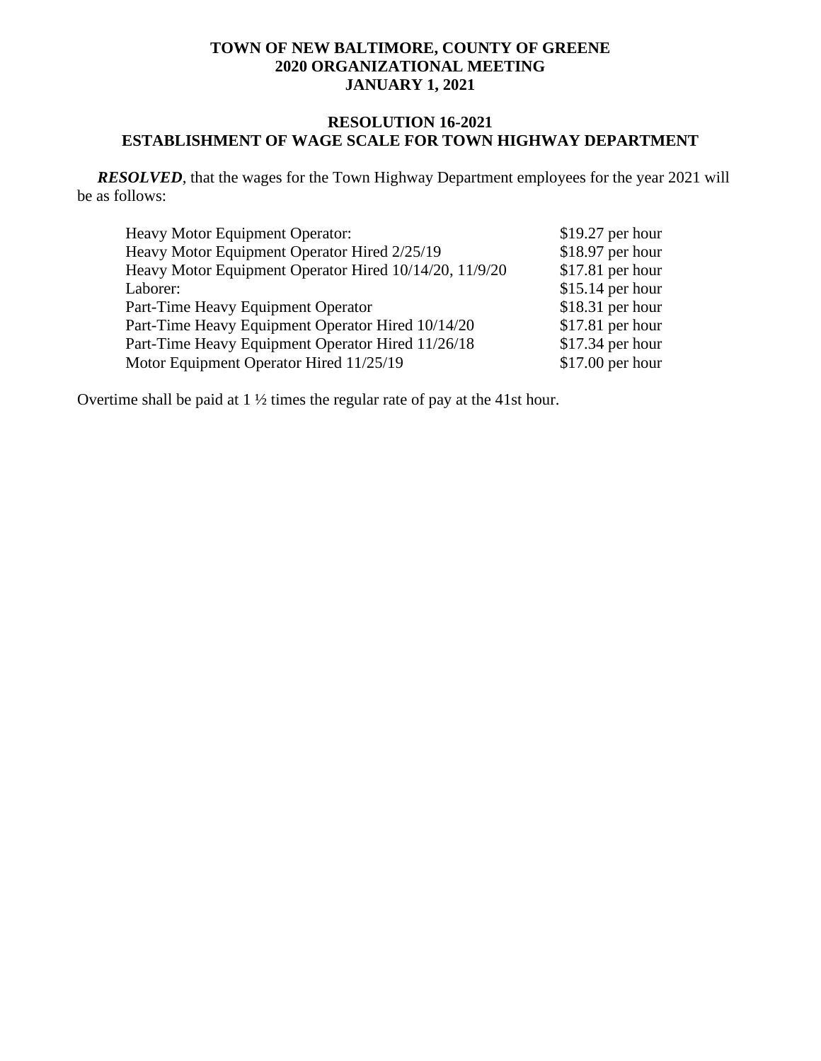**TOWN OF NEW BALTIMORE, COUNTY OF GREENE**
**2020 ORGANIZATIONAL MEETING**
**JANUARY 1, 2021**

**RESOLUTION 16-2021**
**ESTABLISHMENT OF WAGE SCALE FOR TOWN HIGHWAY DEPARTMENT**

***RESOLVED***, that the wages for the Town Highway Department employees for the year 2021 will be as follows:

| | |
|---|---|
| Heavy Motor Equipment Operator: | $19.27 per hour |
| Heavy Motor Equipment Operator Hired 2/25/19 | $18.97 per hour |
| Heavy Motor Equipment Operator Hired 10/14/20, 11/9/20 | $17.81 per hour |
| Laborer: | $15.14 per hour |
| Part-Time Heavy Equipment Operator | $18.31 per hour |
| Part-Time Heavy Equipment Operator Hired 10/14/20 | $17.81 per hour |
| Part-Time Heavy Equipment Operator Hired 11/26/18 | $17.34 per hour |
| Motor Equipment Operator Hired 11/25/19 | $17.00 per hour |

Overtime shall be paid at 1 ½ times the regular rate of pay at the 41st hour.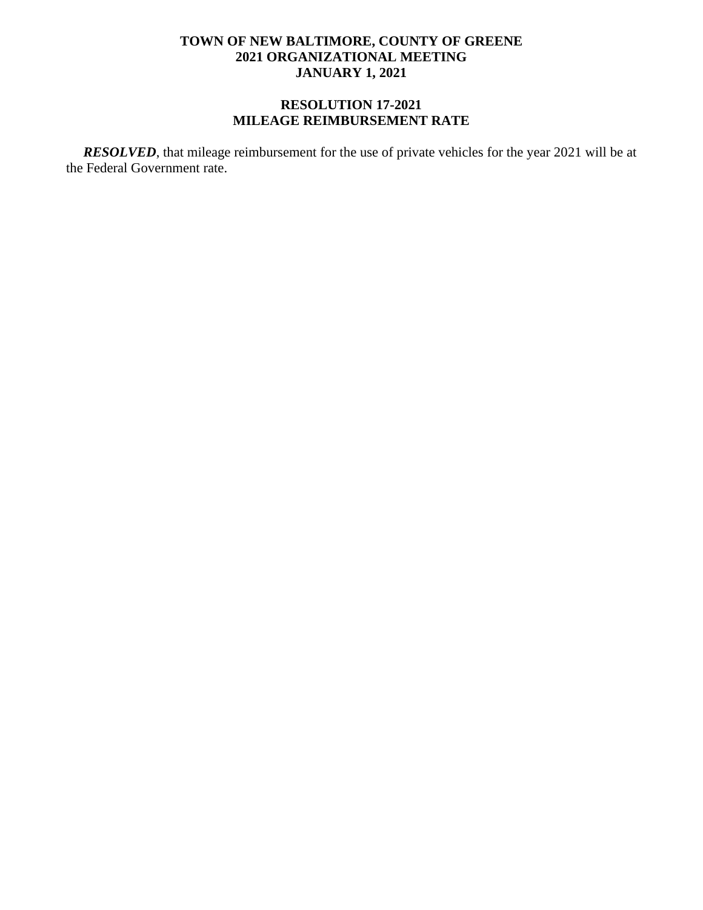**TOWN OF NEW BALTIMORE, COUNTY OF GREENE**
**2021 ORGANIZATIONAL MEETING**
**JANUARY 1, 2021**

**RESOLUTION 17-2021**
**MILEAGE REIMBURSEMENT RATE**

***RESOLVED***, that mileage reimbursement for the use of private vehicles for the year 2021 will be at the Federal Government rate.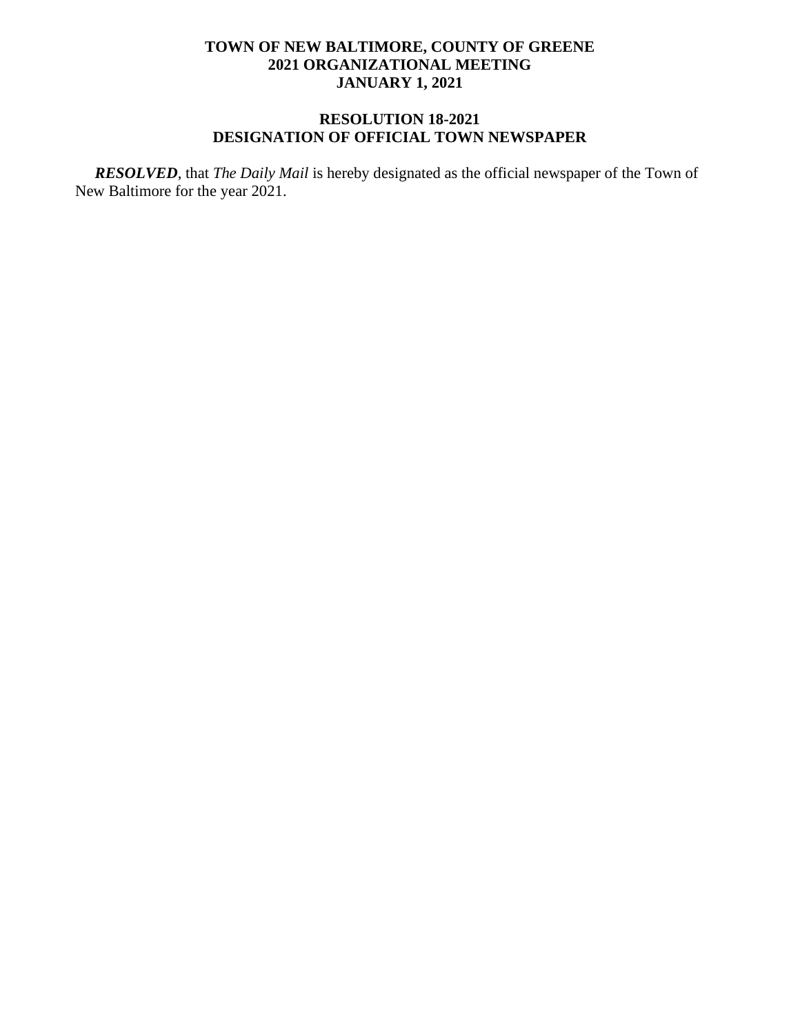**TOWN OF NEW BALTIMORE, COUNTY OF GREENE**
**2021 ORGANIZATIONAL MEETING**
**JANUARY 1, 2021**

**RESOLUTION 18-2021**
**DESIGNATION OF OFFICIAL TOWN NEWSPAPER**

***RESOLVED***, that *The Daily Mail* is hereby designated as the official newspaper of the Town of New Baltimore for the year 2021.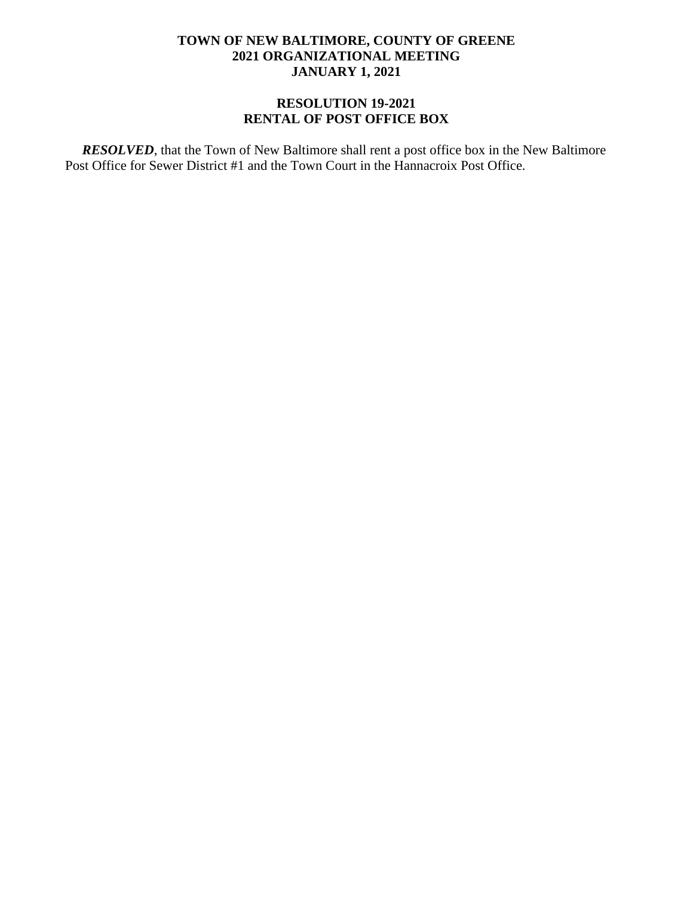**TOWN OF NEW BALTIMORE, COUNTY OF GREENE**
**2021 ORGANIZATIONAL MEETING**
**JANUARY 1, 2021**

**RESOLUTION 19-2021**
**RENTAL OF POST OFFICE BOX**

***RESOLVED***, that the Town of New Baltimore shall rent a post office box in the New Baltimore Post Office for Sewer District #1 and the Town Court in the Hannacroix Post Office.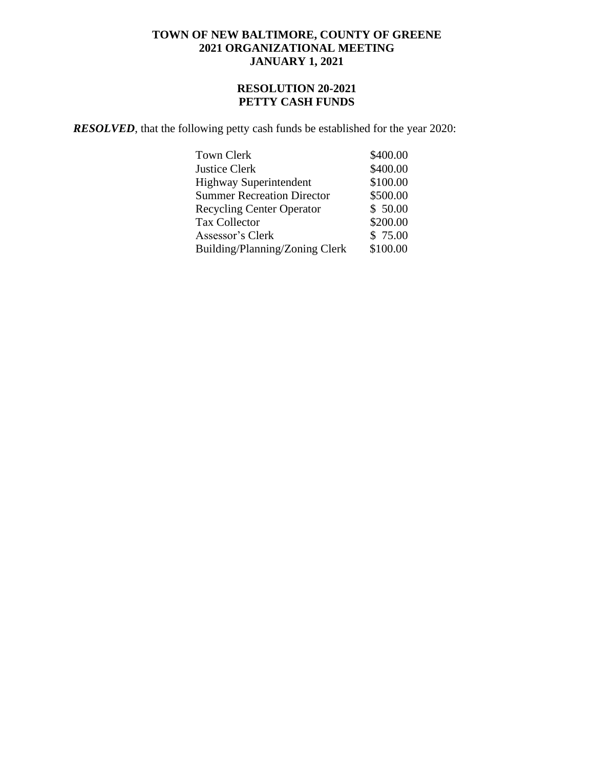**TOWN OF NEW BALTIMORE, COUNTY OF GREENE**
**2021 ORGANIZATIONAL MEETING**
**JANUARY 1, 2021**

**RESOLUTION 20-2021**
**PETTY CASH FUNDS**

***RESOLVED***, that the following petty cash funds be established for the year 2020:

| | |
|---|---|
| Town Clerk | $400.00 |
| Justice Clerk | $400.00 |
| Highway Superintendent | $100.00 |
| Summer Recreation Director | $500.00 |
| Recycling Center Operator | $ 50.00 |
| Tax Collector | $200.00 |
| Assessor’s Clerk | $ 75.00 |
| Building/Planning/Zoning Clerk | $100.00 |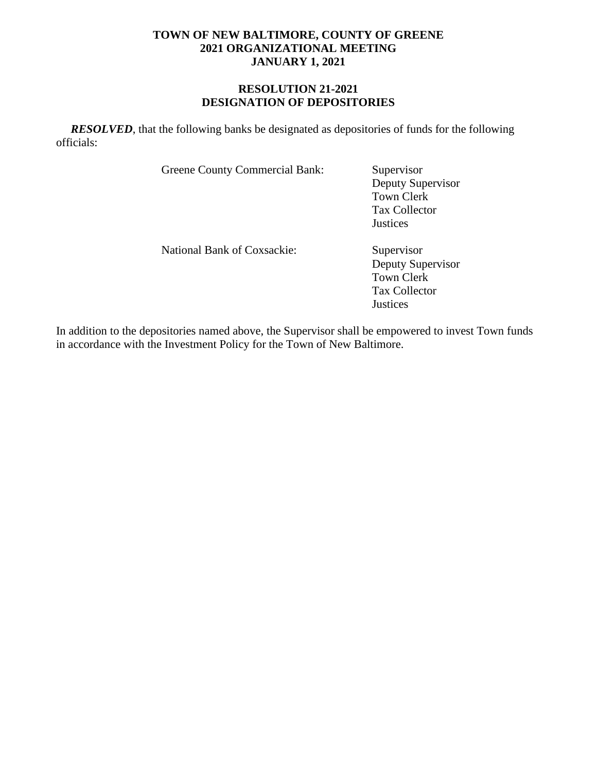**TOWN OF NEW BALTIMORE, COUNTY OF GREENE**
**2021 ORGANIZATIONAL MEETING**
**JANUARY 1, 2021**

**RESOLUTION 21-2021**
**DESIGNATION OF DEPOSITORIES**

***RESOLVED***, that the following banks be designated as depositories of funds for the following officials:

| | |
|---|---|
| Greene County Commercial Bank: | Supervisor<br>Deputy Supervisor<br>Town Clerk<br>Tax Collector<br>Justices |
| National Bank of Coxsackie: | Supervisor<br>Deputy Supervisor<br>Town Clerk<br>Tax Collector<br>Justices |

In addition to the depositories named above, the Supervisor shall be empowered to invest Town funds in accordance with the Investment Policy for the Town of New Baltimore.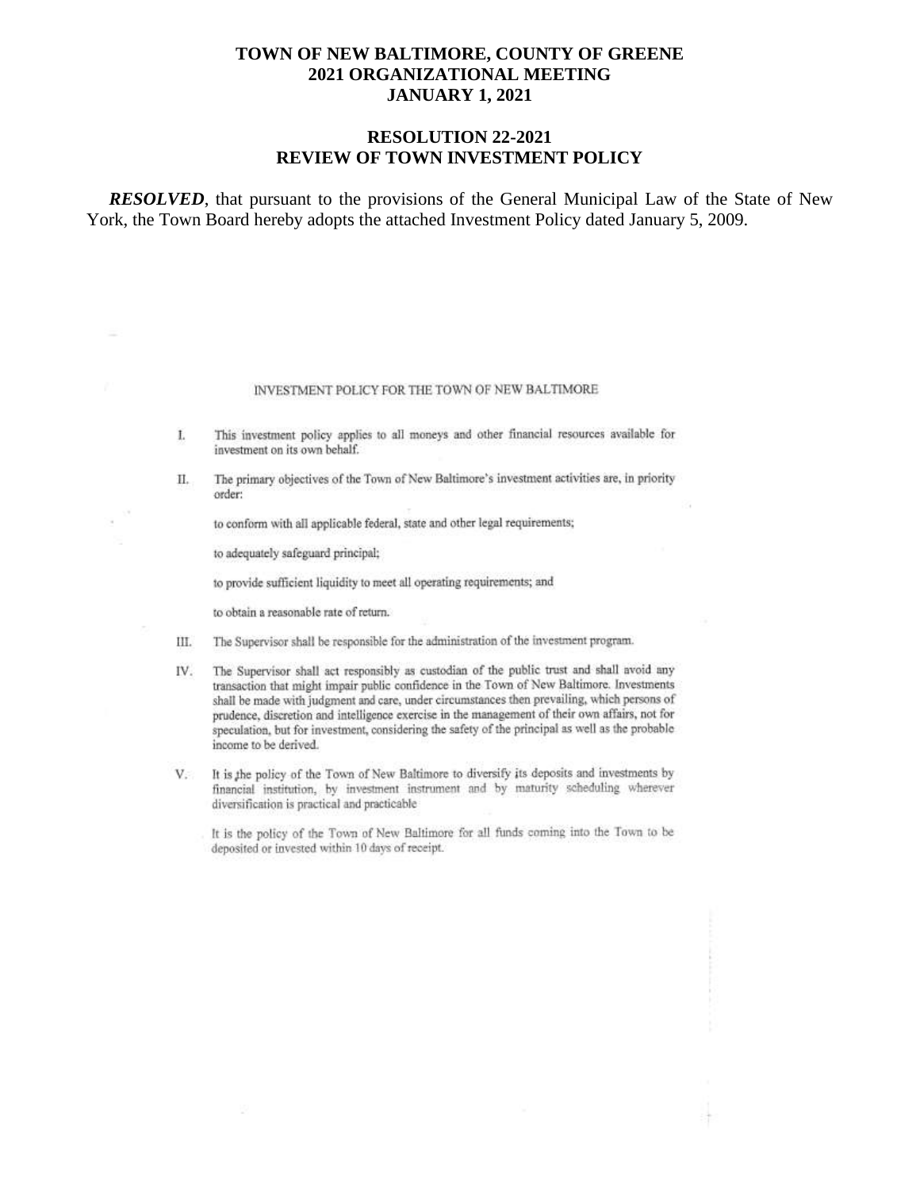# TOWN OF NEW BALTIMORE, COUNTY OF GREENE
# 2021 ORGANIZATIONAL MEETING
# JANUARY 1, 2021

## RESOLUTION 22-2021
## REVIEW OF TOWN INVESTMENT POLICY

***RESOLVED***, that pursuant to the provisions of the General Municipal Law of the State of New York, the Town Board hereby adopts the attached Investment Policy dated January 5, 2009.

INVESTMENT POLICY FOR THE TOWN OF NEW BALTIMORE

I. This investment policy applies to all moneys and other financial resources available for investment on its own behalf.

II. The primary objectives of the Town of New Baltimore's investment activities are, in priority order:

to conform with all applicable federal, state and other legal requirements;

to adequately safeguard principal;

to provide sufficient liquidity to meet all operating requirements; and

to obtain a reasonable rate of return.

III. The Supervisor shall be responsible for the administration of the investment program.

IV. The Supervisor shall act responsibly as custodian of the public trust and shall avoid any transaction that might impair public confidence in the Town of New Baltimore. Investments shall be made with judgment and care, under circumstances then prevailing, which persons of prudence, discretion and intelligence exercise in the management of their own affairs, not for speculation, but for investment, considering the safety of the principal as well as the probable income to be derived.

V. It is the policy of the Town of New Baltimore to diversify its deposits and investments by financial institution, by investment instrument and by maturity scheduling wherever diversification is practical and practicable

It is the policy of the Town of New Baltimore for all funds coming into the Town to be deposited or invested within 10 days of receipt.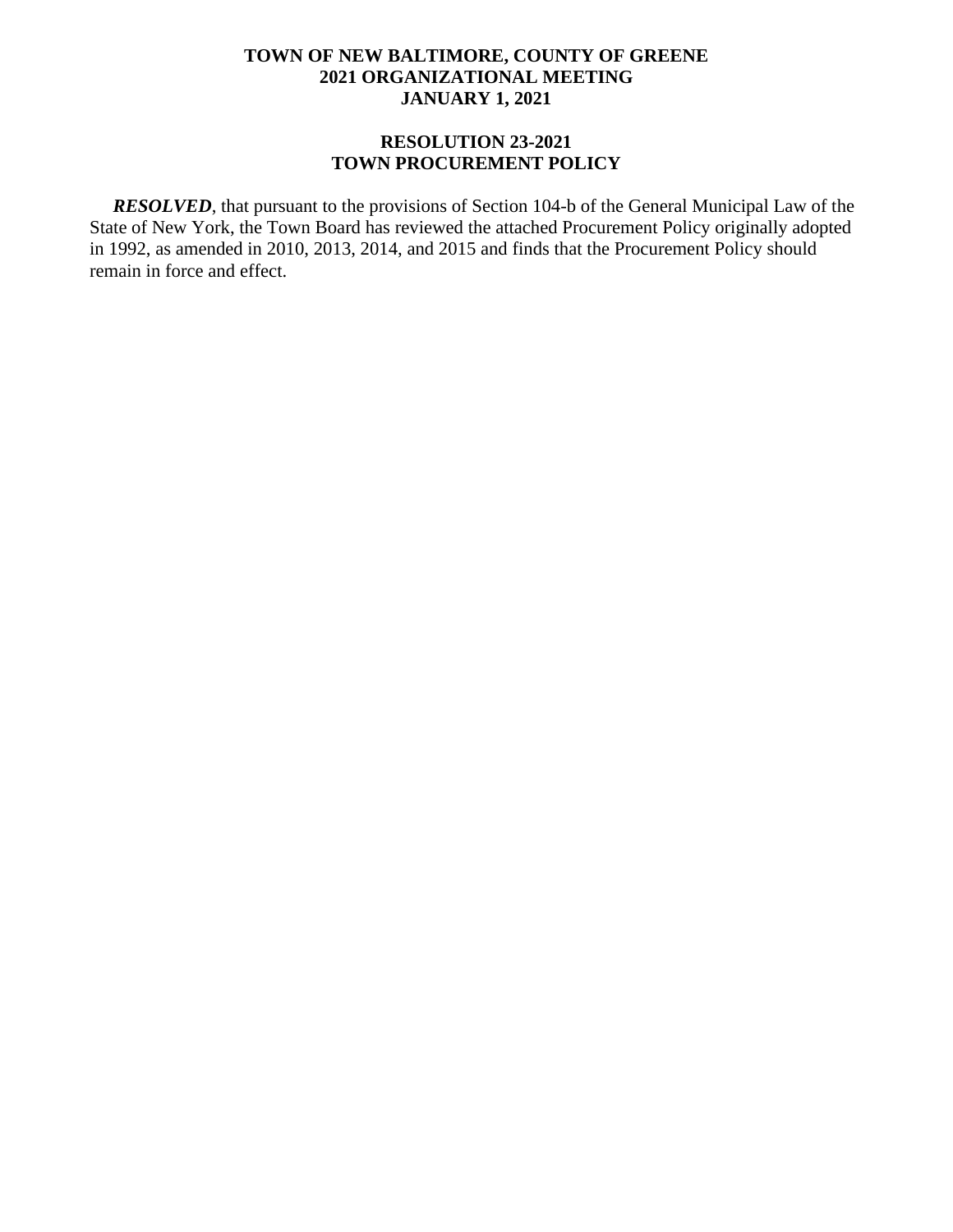**TOWN OF NEW BALTIMORE, COUNTY OF GREENE**
**2021 ORGANIZATIONAL MEETING**
**JANUARY 1, 2021**

**RESOLUTION 23-2021**
**TOWN PROCUREMENT POLICY**

***RESOLVED***, that pursuant to the provisions of Section 104-b of the General Municipal Law of the State of New York, the Town Board has reviewed the attached Procurement Policy originally adopted in 1992, as amended in 2010, 2013, 2014, and 2015 and finds that the Procurement Policy should remain in force and effect.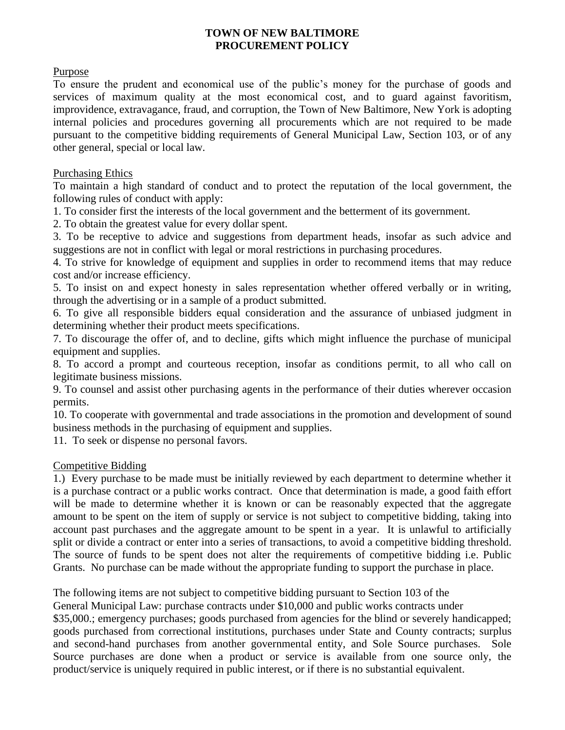# TOWN OF NEW BALTIMORE
# PROCUREMENT POLICY

Purpose

To ensure the prudent and economical use of the public's money for the purchase of goods and services of maximum quality at the most economical cost, and to guard against favoritism, improvidence, extravagance, fraud, and corruption, the Town of New Baltimore, New York is adopting internal policies and procedures governing all procurements which are not required to be made pursuant to the competitive bidding requirements of General Municipal Law, Section 103, or of any other general, special or local law.

Purchasing Ethics

To maintain a high standard of conduct and to protect the reputation of the local government, the following rules of conduct with apply:

1. To consider first the interests of the local government and the betterment of its government.
2. To obtain the greatest value for every dollar spent.
3. To be receptive to advice and suggestions from department heads, insofar as such advice and suggestions are not in conflict with legal or moral restrictions in purchasing procedures.
4. To strive for knowledge of equipment and supplies in order to recommend items that may reduce cost and/or increase efficiency.
5. To insist on and expect honesty in sales representation whether offered verbally or in writing, through the advertising or in a sample of a product submitted.
6. To give all responsible bidders equal consideration and the assurance of unbiased judgment in determining whether their product meets specifications.
7. To discourage the offer of, and to decline, gifts which might influence the purchase of municipal equipment and supplies.
8. To accord a prompt and courteous reception, insofar as conditions permit, to all who call on legitimate business missions.
9. To counsel and assist other purchasing agents in the performance of their duties wherever occasion permits.
10. To cooperate with governmental and trade associations in the promotion and development of sound business methods in the purchasing of equipment and supplies.
11. To seek or dispense no personal favors.

Competitive Bidding

1.) Every purchase to be made must be initially reviewed by each department to determine whether it is a purchase contract or a public works contract. Once that determination is made, a good faith effort will be made to determine whether it is known or can be reasonably expected that the aggregate amount to be spent on the item of supply or service is not subject to competitive bidding, taking into account past purchases and the aggregate amount to be spent in a year. It is unlawful to artificially split or divide a contract or enter into a series of transactions, to avoid a competitive bidding threshold. The source of funds to be spent does not alter the requirements of competitive bidding i.e. Public Grants. No purchase can be made without the appropriate funding to support the purchase in place.

The following items are not subject to competitive bidding pursuant to Section 103 of the General Municipal Law: purchase contracts under $10,000 and public works contracts under $35,000.; emergency purchases; goods purchased from agencies for the blind or severely handicapped; goods purchased from correctional institutions, purchases under State and County contracts; surplus and second-hand purchases from another governmental entity, and Sole Source purchases. Sole Source purchases are done when a product or service is available from one source only, the product/service is uniquely required in public interest, or if there is no substantial equivalent.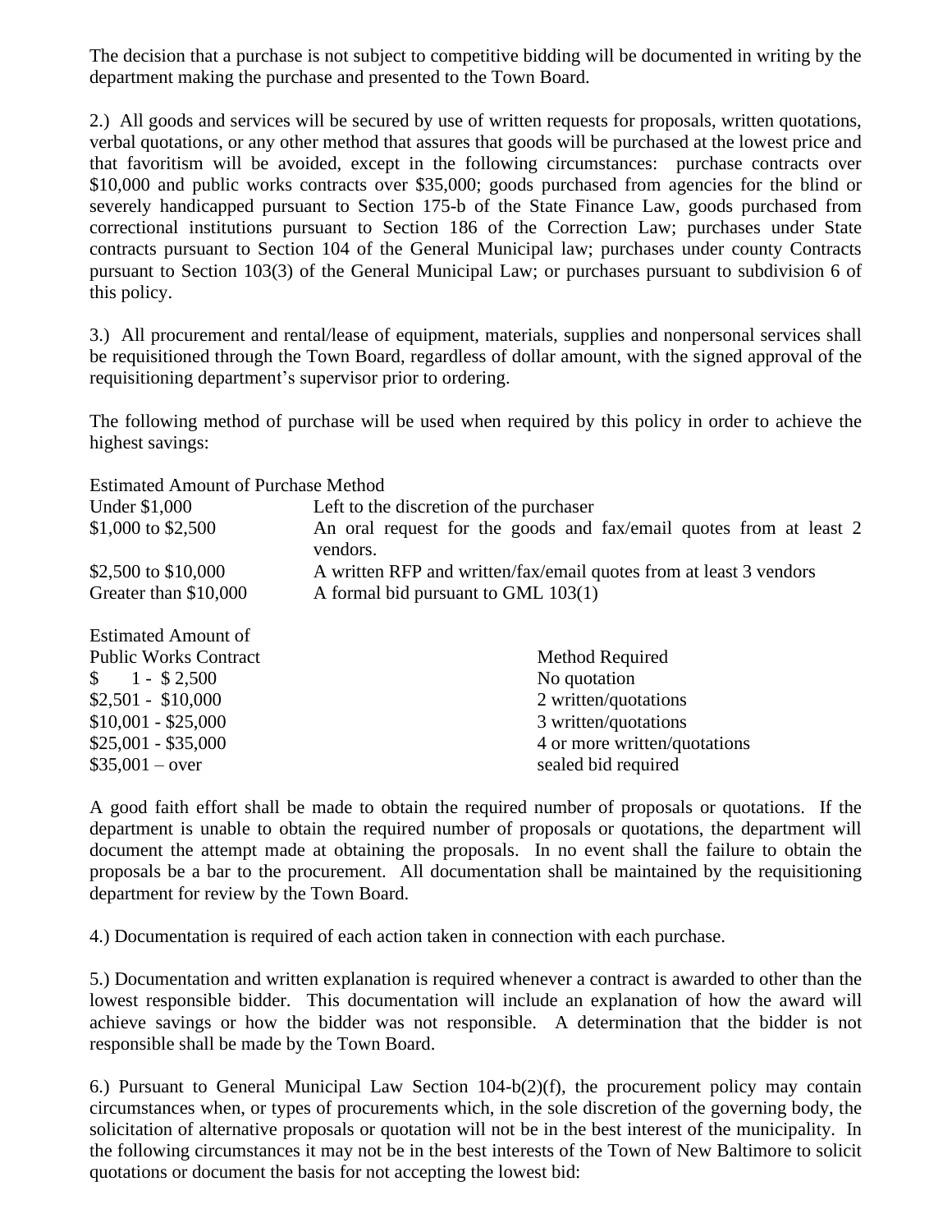The decision that a purchase is not subject to competitive bidding will be documented in writing by the department making the purchase and presented to the Town Board.

2.) All goods and services will be secured by use of written requests for proposals, written quotations, verbal quotations, or any other method that assures that goods will be purchased at the lowest price and that favoritism will be avoided, except in the following circumstances: purchase contracts over $10,000 and public works contracts over $35,000; goods purchased from agencies for the blind or severely handicapped pursuant to Section 175-b of the State Finance Law, goods purchased from correctional institutions pursuant to Section 186 of the Correction Law; purchases under State contracts pursuant to Section 104 of the General Municipal law; purchases under county Contracts pursuant to Section 103(3) of the General Municipal Law; or purchases pursuant to subdivision 6 of this policy.

3.) All procurement and rental/lease of equipment, materials, supplies and nonpersonal services shall be requisitioned through the Town Board, regardless of dollar amount, with the signed approval of the requisitioning department's supervisor prior to ordering.

The following method of purchase will be used when required by this policy in order to achieve the highest savings:

| Estimated Amount of Purchase | Method |
|---|---|
| Under $1,000 | Left to the discretion of the purchaser |
| $1,000 to $2,500 | An oral request for the goods and fax/email quotes from at least 2 vendors. |
| $2,500 to $10,000 | A written RFP and written/fax/email quotes from at least 3 vendors |
| Greater than $10,000 | A formal bid pursuant to GML 103(1) |

| Estimated Amount of Public Works Contract | Method Required |
|---|---|
| $ 1 - $ 2,500 | No quotation |
| $2,501 - $10,000 | 2 written/quotations |
| $10,001 - $25,000 | 3 written/quotations |
| $25,001 - $35,000 | 4 or more written/quotations |
| $35,001 – over | sealed bid required |

A good faith effort shall be made to obtain the required number of proposals or quotations. If the department is unable to obtain the required number of proposals or quotations, the department will document the attempt made at obtaining the proposals. In no event shall the failure to obtain the proposals be a bar to the procurement. All documentation shall be maintained by the requisitioning department for review by the Town Board.

4.) Documentation is required of each action taken in connection with each purchase.

5.) Documentation and written explanation is required whenever a contract is awarded to other than the lowest responsible bidder. This documentation will include an explanation of how the award will achieve savings or how the bidder was not responsible. A determination that the bidder is not responsible shall be made by the Town Board.

6.) Pursuant to General Municipal Law Section 104-b(2)(f), the procurement policy may contain circumstances when, or types of procurements which, in the sole discretion of the governing body, the solicitation of alternative proposals or quotation will not be in the best interest of the municipality. In the following circumstances it may not be in the best interests of the Town of New Baltimore to solicit quotations or document the basis for not accepting the lowest bid: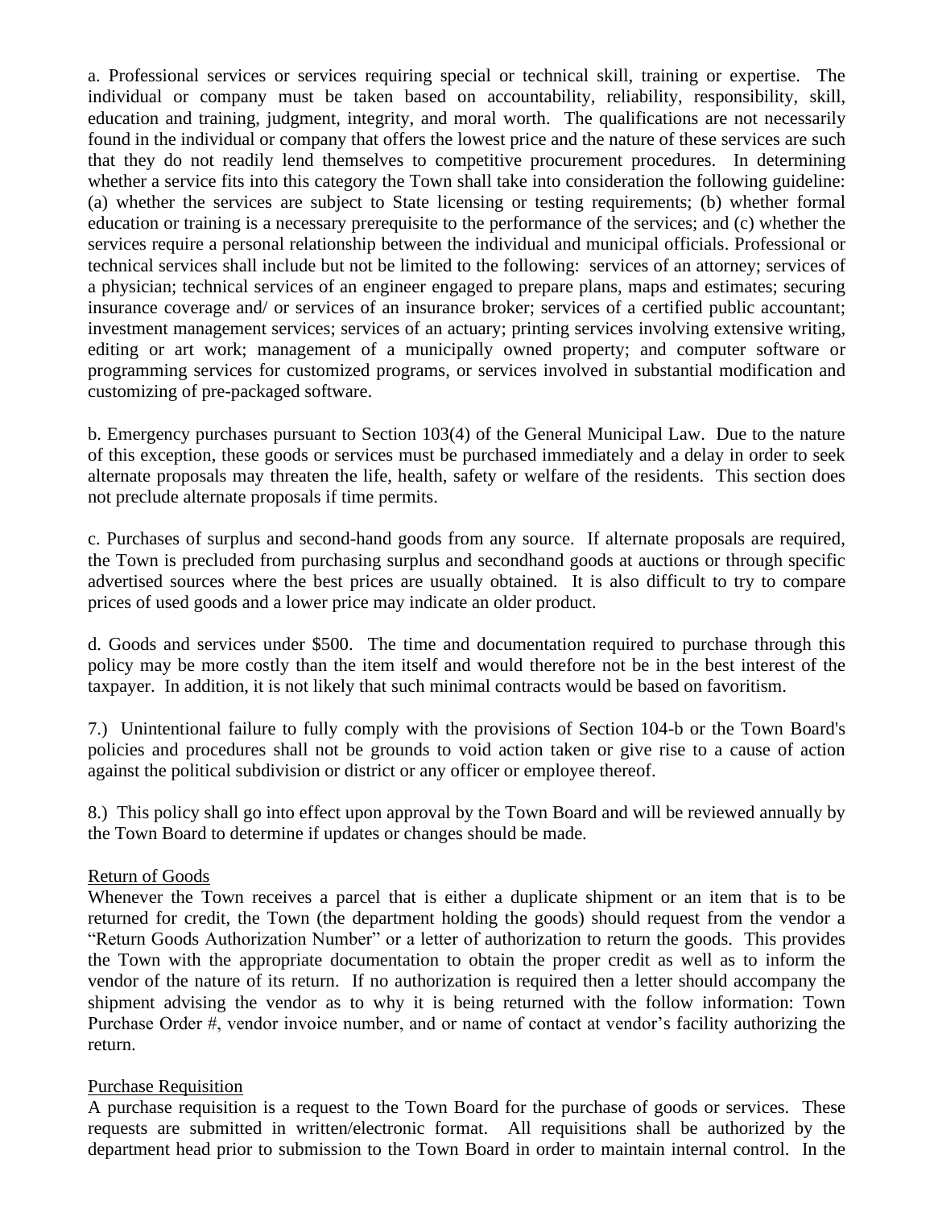a. Professional services or services requiring special or technical skill, training or expertise. The individual or company must be taken based on accountability, reliability, responsibility, skill, education and training, judgment, integrity, and moral worth. The qualifications are not necessarily found in the individual or company that offers the lowest price and the nature of these services are such that they do not readily lend themselves to competitive procurement procedures. In determining whether a service fits into this category the Town shall take into consideration the following guideline: (a) whether the services are subject to State licensing or testing requirements; (b) whether formal education or training is a necessary prerequisite to the performance of the services; and (c) whether the services require a personal relationship between the individual and municipal officials. Professional or technical services shall include but not be limited to the following: services of an attorney; services of a physician; technical services of an engineer engaged to prepare plans, maps and estimates; securing insurance coverage and/ or services of an insurance broker; services of a certified public accountant; investment management services; services of an actuary; printing services involving extensive writing, editing or art work; management of a municipally owned property; and computer software or programming services for customized programs, or services involved in substantial modification and customizing of pre-packaged software.

b. Emergency purchases pursuant to Section 103(4) of the General Municipal Law. Due to the nature of this exception, these goods or services must be purchased immediately and a delay in order to seek alternate proposals may threaten the life, health, safety or welfare of the residents. This section does not preclude alternate proposals if time permits.

c. Purchases of surplus and second-hand goods from any source. If alternate proposals are required, the Town is precluded from purchasing surplus and secondhand goods at auctions or through specific advertised sources where the best prices are usually obtained. It is also difficult to try to compare prices of used goods and a lower price may indicate an older product.

d. Goods and services under $500. The time and documentation required to purchase through this policy may be more costly than the item itself and would therefore not be in the best interest of the taxpayer. In addition, it is not likely that such minimal contracts would be based on favoritism.

7.) Unintentional failure to fully comply with the provisions of Section 104-b or the Town Board's policies and procedures shall not be grounds to void action taken or give rise to a cause of action against the political subdivision or district or any officer or employee thereof.

8.) This policy shall go into effect upon approval by the Town Board and will be reviewed annually by the Town Board to determine if updates or changes should be made.

Return of Goods

Whenever the Town receives a parcel that is either a duplicate shipment or an item that is to be returned for credit, the Town (the department holding the goods) should request from the vendor a "Return Goods Authorization Number" or a letter of authorization to return the goods. This provides the Town with the appropriate documentation to obtain the proper credit as well as to inform the vendor of the nature of its return. If no authorization is required then a letter should accompany the shipment advising the vendor as to why it is being returned with the follow information: Town Purchase Order #, vendor invoice number, and or name of contact at vendor's facility authorizing the return.

Purchase Requisition

A purchase requisition is a request to the Town Board for the purchase of goods or services. These requests are submitted in written/electronic format. All requisitions shall be authorized by the department head prior to submission to the Town Board in order to maintain internal control. In the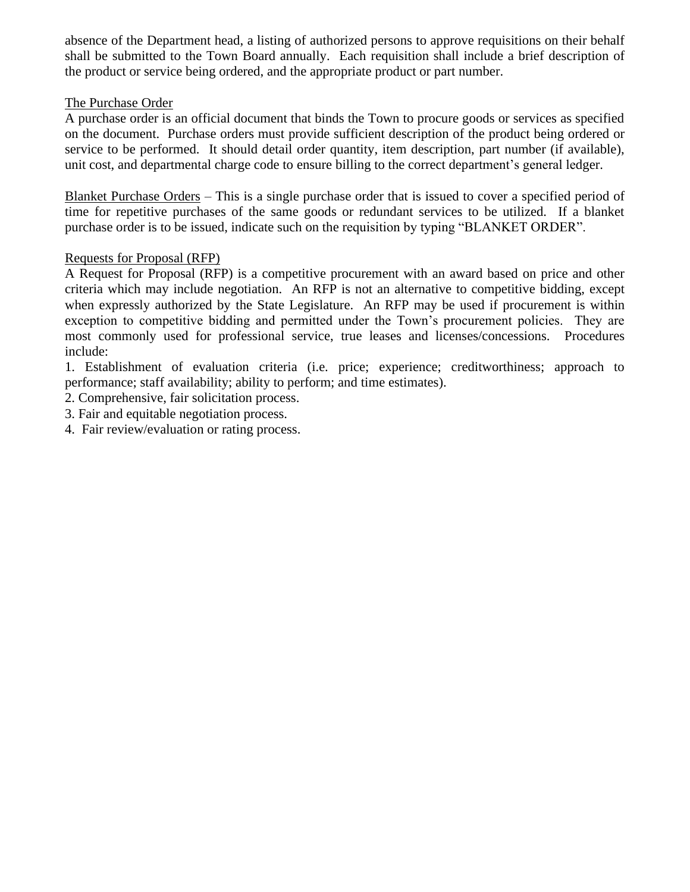absence of the Department head, a listing of authorized persons to approve requisitions on their behalf shall be submitted to the Town Board annually. Each requisition shall include a brief description of the product or service being ordered, and the appropriate product or part number.

<u>The Purchase Order</u>
A purchase order is an official document that binds the Town to procure goods or services as specified on the document. Purchase orders must provide sufficient description of the product being ordered or service to be performed. It should detail order quantity, item description, part number (if available), unit cost, and departmental charge code to ensure billing to the correct department's general ledger.

<u>Blanket Purchase Orders</u> – This is a single purchase order that is issued to cover a specified period of time for repetitive purchases of the same goods or redundant services to be utilized. If a blanket purchase order is to be issued, indicate such on the requisition by typing "BLANKET ORDER".

<u>Requests for Proposal (RFP)</u>
A Request for Proposal (RFP) is a competitive procurement with an award based on price and other criteria which may include negotiation. An RFP is not an alternative to competitive bidding, except when expressly authorized by the State Legislature. An RFP may be used if procurement is within exception to competitive bidding and permitted under the Town's procurement policies. They are most commonly used for professional service, true leases and licenses/concessions. Procedures include:

1. Establishment of evaluation criteria (i.e. price; experience; creditworthiness; approach to performance; staff availability; ability to perform; and time estimates).
2. Comprehensive, fair solicitation process.
3. Fair and equitable negotiation process.
4. Fair review/evaluation or rating process.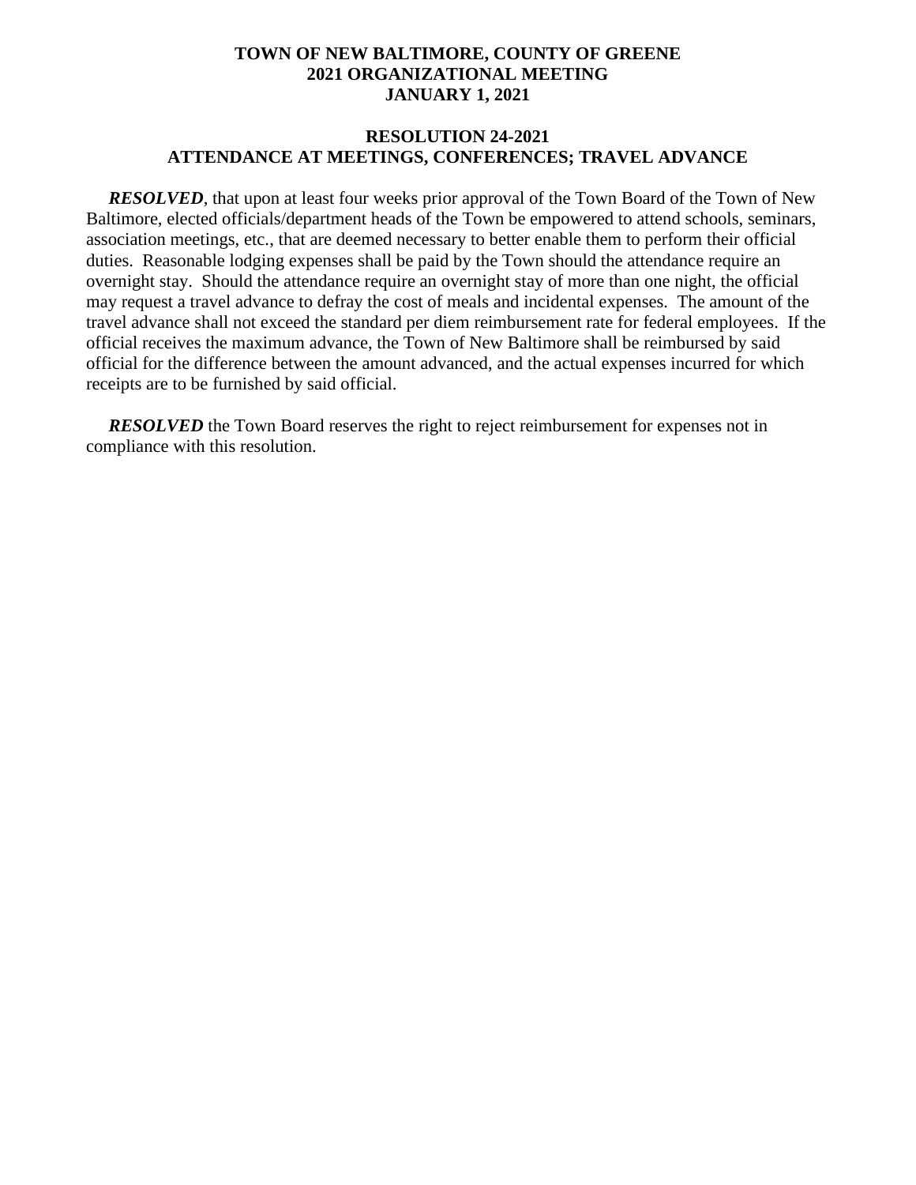**TOWN OF NEW BALTIMORE, COUNTY OF GREENE**
**2021 ORGANIZATIONAL MEETING**
**JANUARY 1, 2021**

## RESOLUTION 24-2021
## ATTENDANCE AT MEETINGS, CONFERENCES; TRAVEL ADVANCE

***RESOLVED***, that upon at least four weeks prior approval of the Town Board of the Town of New Baltimore, elected officials/department heads of the Town be empowered to attend schools, seminars, association meetings, etc., that are deemed necessary to better enable them to perform their official duties. Reasonable lodging expenses shall be paid by the Town should the attendance require an overnight stay. Should the attendance require an overnight stay of more than one night, the official may request a travel advance to defray the cost of meals and incidental expenses. The amount of the travel advance shall not exceed the standard per diem reimbursement rate for federal employees. If the official receives the maximum advance, the Town of New Baltimore shall be reimbursed by said official for the difference between the amount advanced, and the actual expenses incurred for which receipts are to be furnished by said official.

***RESOLVED*** the Town Board reserves the right to reject reimbursement for expenses not in compliance with this resolution.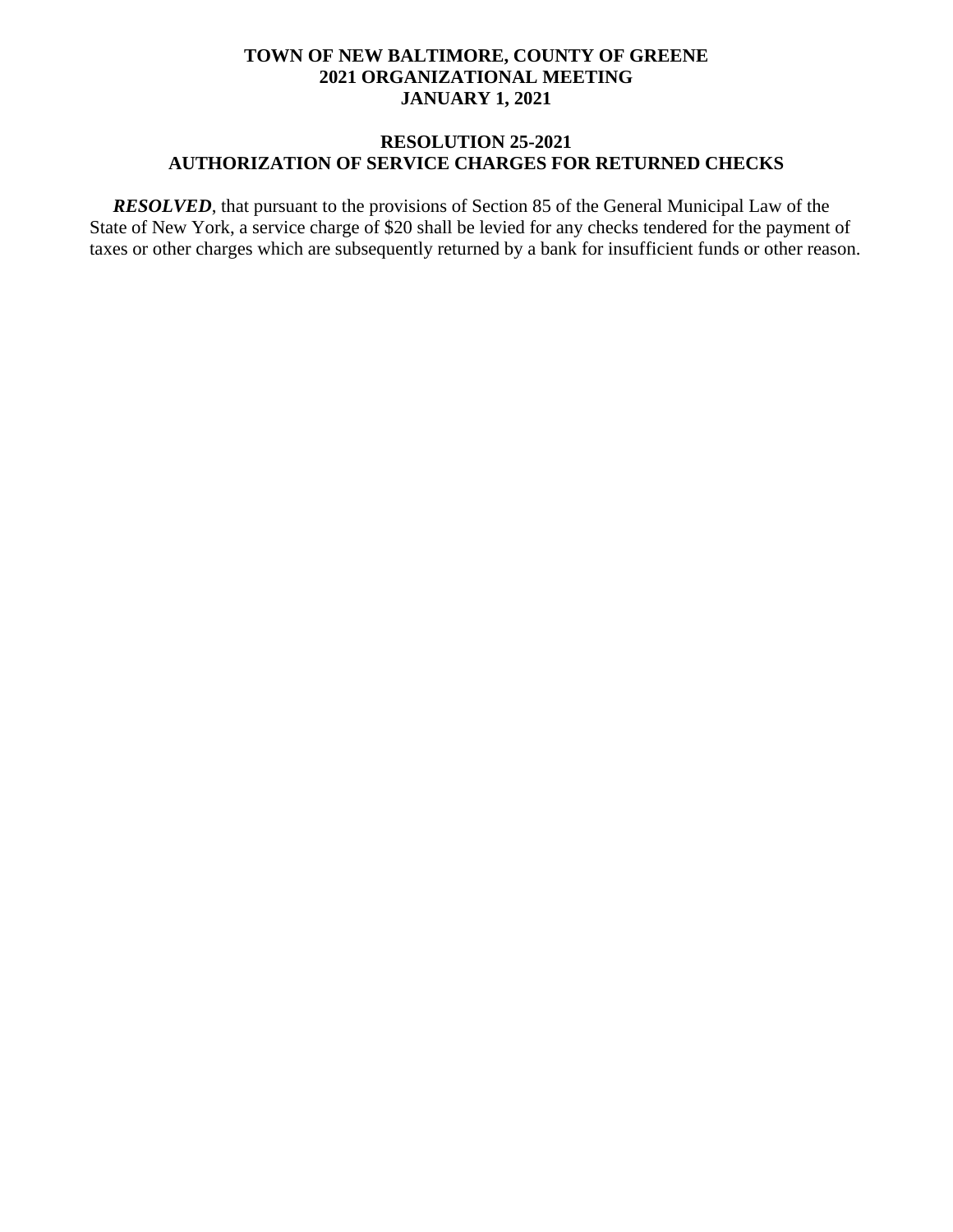**TOWN OF NEW BALTIMORE, COUNTY OF GREENE**
**2021 ORGANIZATIONAL MEETING**
**JANUARY 1, 2021**

**RESOLUTION 25-2021**
**AUTHORIZATION OF SERVICE CHARGES FOR RETURNED CHECKS**

***RESOLVED***, that pursuant to the provisions of Section 85 of the General Municipal Law of the State of New York, a service charge of $20 shall be levied for any checks tendered for the payment of taxes or other charges which are subsequently returned by a bank for insufficient funds or other reason.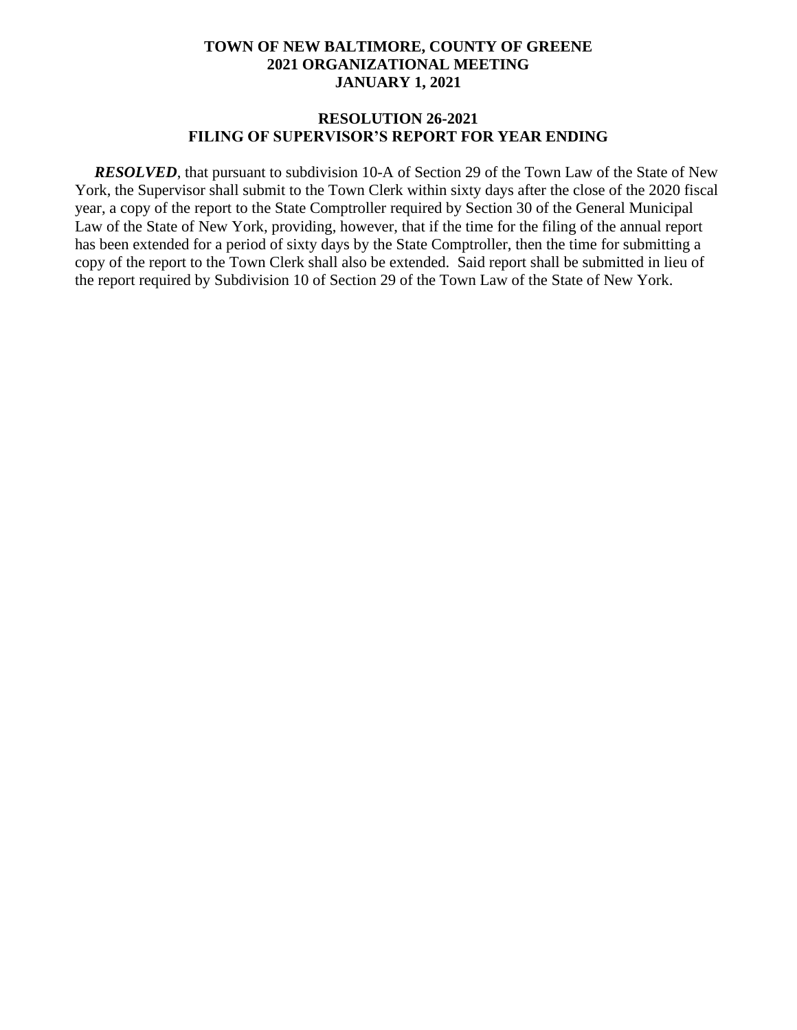**TOWN OF NEW BALTIMORE, COUNTY OF GREENE**
**2021 ORGANIZATIONAL MEETING**
**JANUARY 1, 2021**

**RESOLUTION 26-2021**
**FILING OF SUPERVISOR'S REPORT FOR YEAR ENDING**

***RESOLVED***, that pursuant to subdivision 10-A of Section 29 of the Town Law of the State of New York, the Supervisor shall submit to the Town Clerk within sixty days after the close of the 2020 fiscal year, a copy of the report to the State Comptroller required by Section 30 of the General Municipal Law of the State of New York, providing, however, that if the time for the filing of the annual report has been extended for a period of sixty days by the State Comptroller, then the time for submitting a copy of the report to the Town Clerk shall also be extended. Said report shall be submitted in lieu of the report required by Subdivision 10 of Section 29 of the Town Law of the State of New York.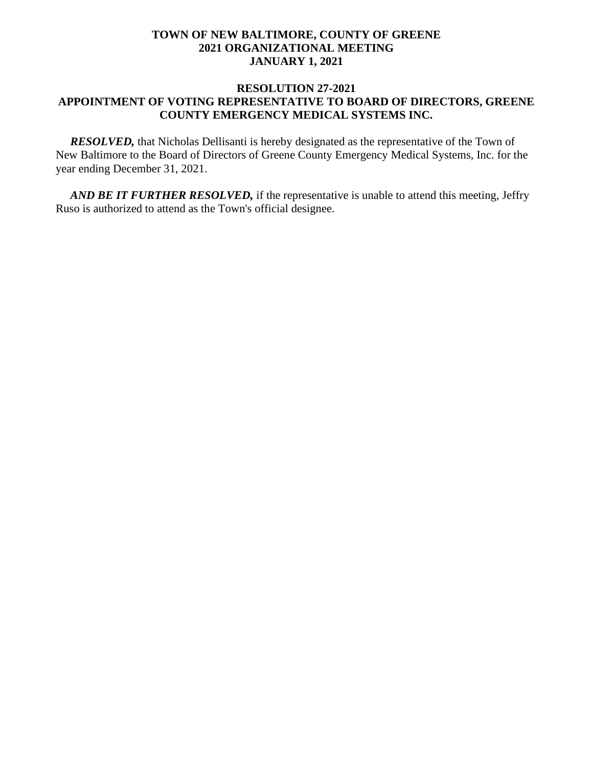**TOWN OF NEW BALTIMORE, COUNTY OF GREENE**
**2021 ORGANIZATIONAL MEETING**
**JANUARY 1, 2021**

## RESOLUTION 27-2021
## APPOINTMENT OF VOTING REPRESENTATIVE TO BOARD OF DIRECTORS, GREENE COUNTY EMERGENCY MEDICAL SYSTEMS INC.

***RESOLVED,*** that Nicholas Dellisanti is hereby designated as the representative of the Town of New Baltimore to the Board of Directors of Greene County Emergency Medical Systems, Inc. for the year ending December 31, 2021.

***AND BE IT FURTHER RESOLVED,*** if the representative is unable to attend this meeting, Jeffry Ruso is authorized to attend as the Town's official designee.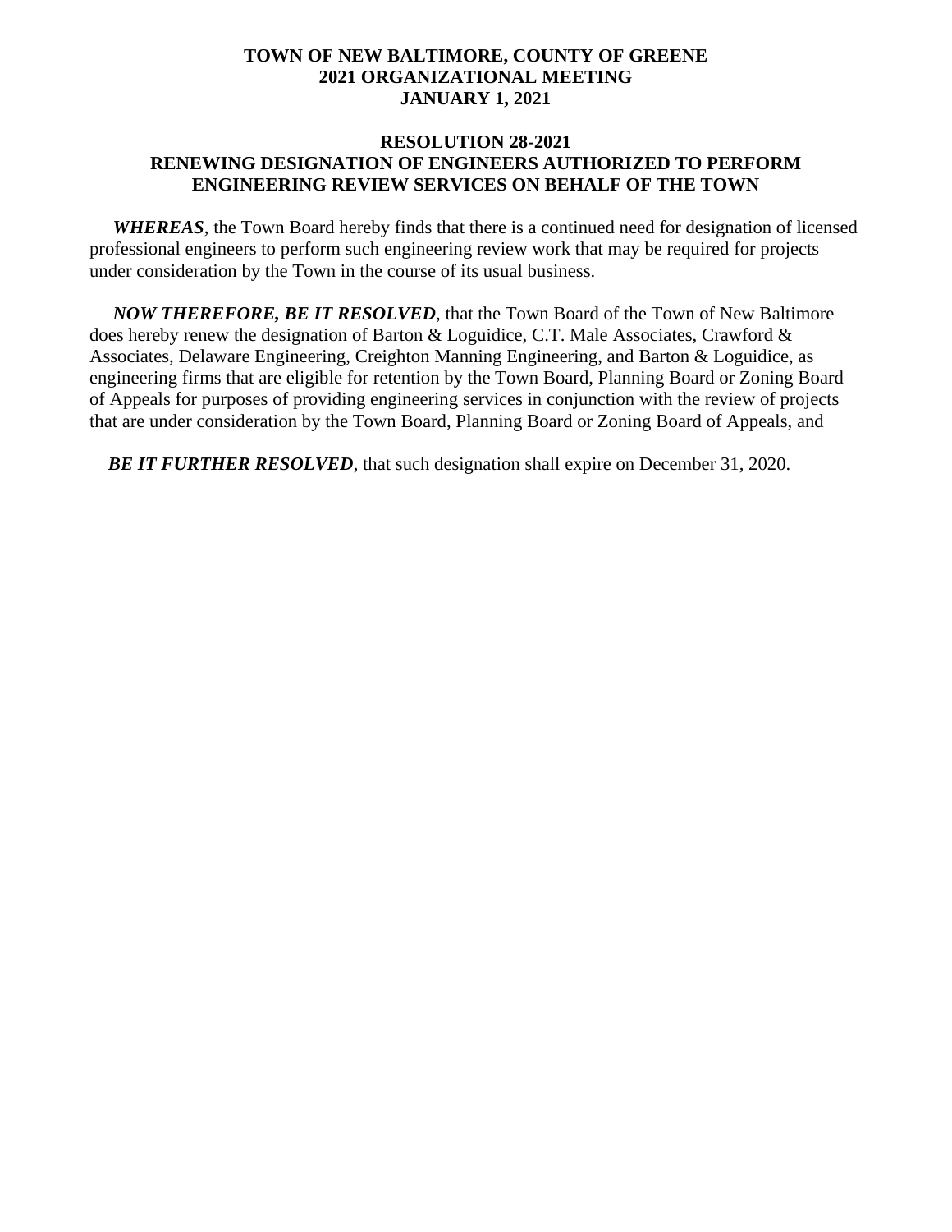**TOWN OF NEW BALTIMORE, COUNTY OF GREENE**
**2021 ORGANIZATIONAL MEETING**
**JANUARY 1, 2021**

**RESOLUTION 28-2021**
**RENEWING DESIGNATION OF ENGINEERS AUTHORIZED TO PERFORM ENGINEERING REVIEW SERVICES ON BEHALF OF THE TOWN**

***WHEREAS***, the Town Board hereby finds that there is a continued need for designation of licensed professional engineers to perform such engineering review work that may be required for projects under consideration by the Town in the course of its usual business.

***NOW THEREFORE, BE IT RESOLVED***, that the Town Board of the Town of New Baltimore does hereby renew the designation of Barton & Loguidice, C.T. Male Associates, Crawford & Associates, Delaware Engineering, Creighton Manning Engineering, and Barton & Loguidice, as engineering firms that are eligible for retention by the Town Board, Planning Board or Zoning Board of Appeals for purposes of providing engineering services in conjunction with the review of projects that are under consideration by the Town Board, Planning Board or Zoning Board of Appeals, and

***BE IT FURTHER RESOLVED***, that such designation shall expire on December 31, 2020.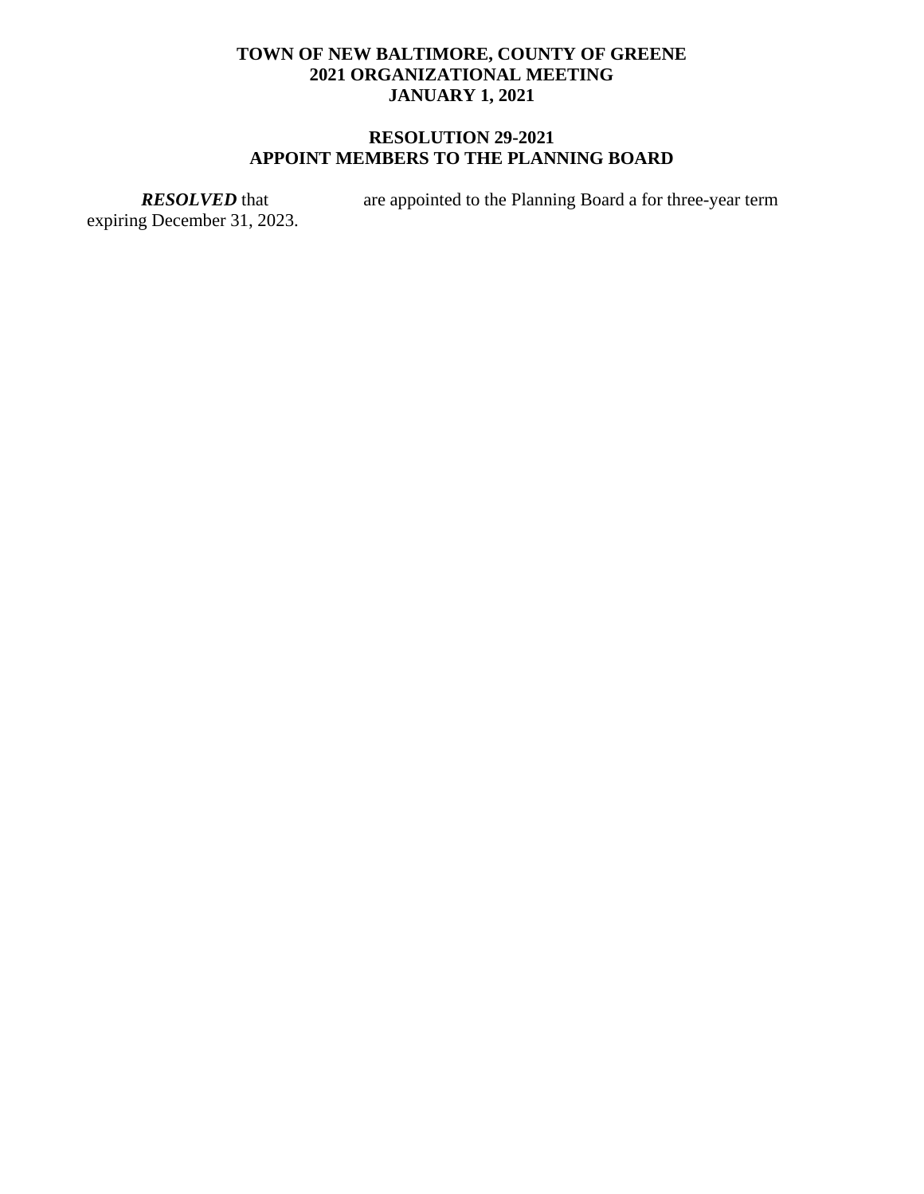**TOWN OF NEW BALTIMORE, COUNTY OF GREENE**
**2021 ORGANIZATIONAL MEETING**
**JANUARY 1, 2021**

**RESOLUTION 29-2021**
**APPOINT MEMBERS TO THE PLANNING BOARD**

***RESOLVED*** that are appointed to the Planning Board a for three-year term expiring December 31, 2023.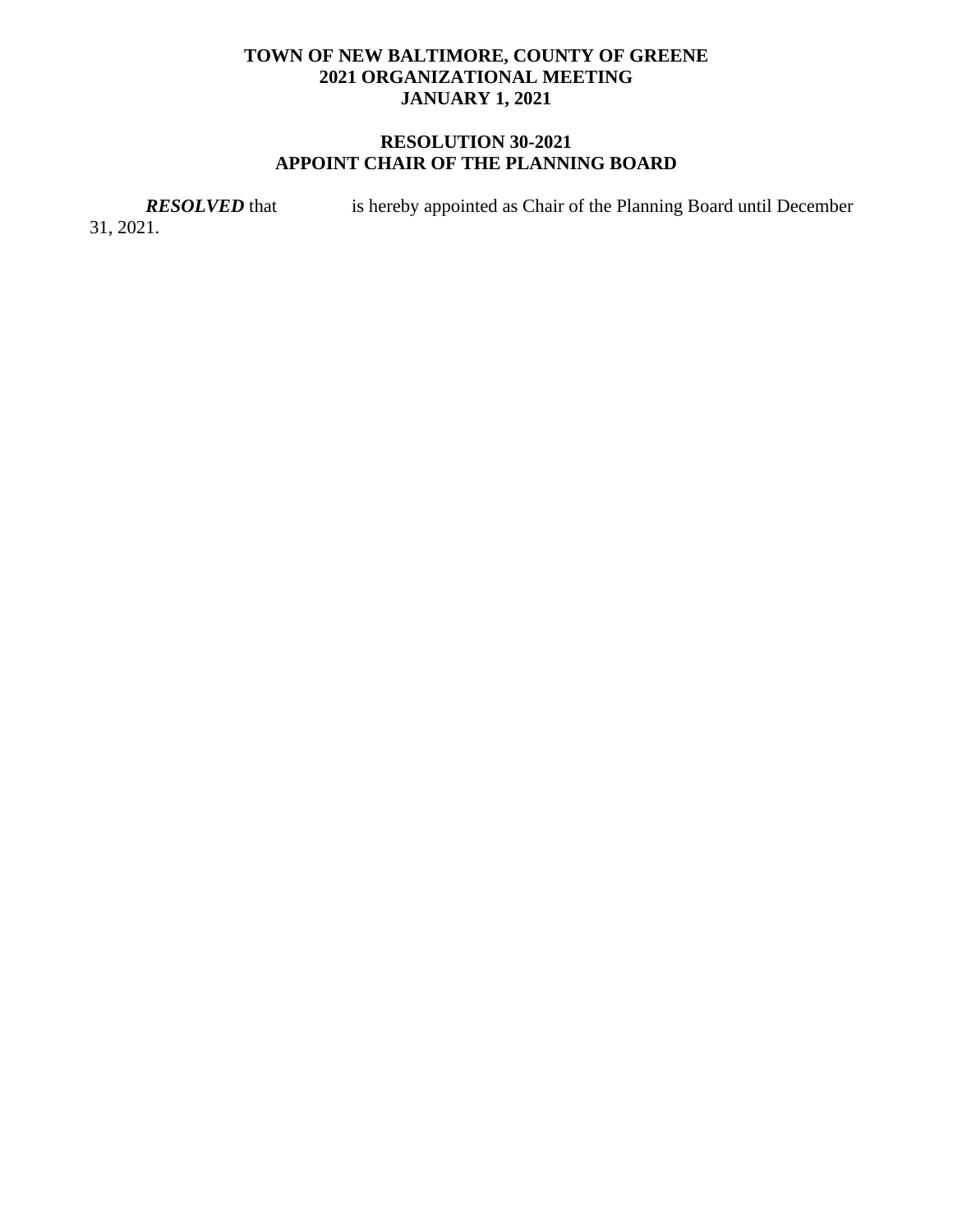**TOWN OF NEW BALTIMORE, COUNTY OF GREENE**
**2021 ORGANIZATIONAL MEETING**
**JANUARY 1, 2021**

**RESOLUTION 30-2021**
**APPOINT CHAIR OF THE PLANNING BOARD**

***RESOLVED*** that            is hereby appointed as Chair of the Planning Board until December 31, 2021.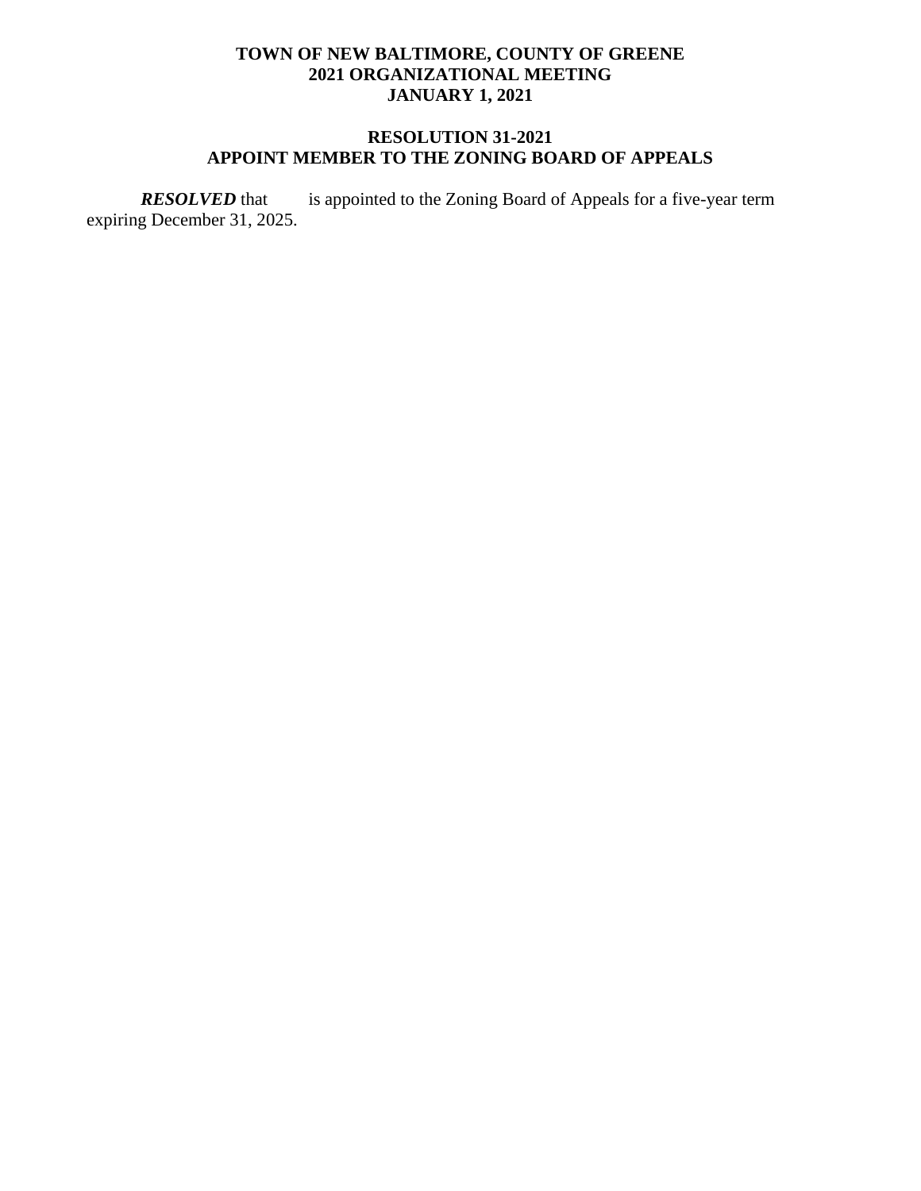**TOWN OF NEW BALTIMORE, COUNTY OF GREENE**
**2021 ORGANIZATIONAL MEETING**
**JANUARY 1, 2021**

**RESOLUTION 31-2021**
**APPOINT MEMBER TO THE ZONING BOARD OF APPEALS**

***RESOLVED*** that is appointed to the Zoning Board of Appeals for a five-year term expiring December 31, 2025.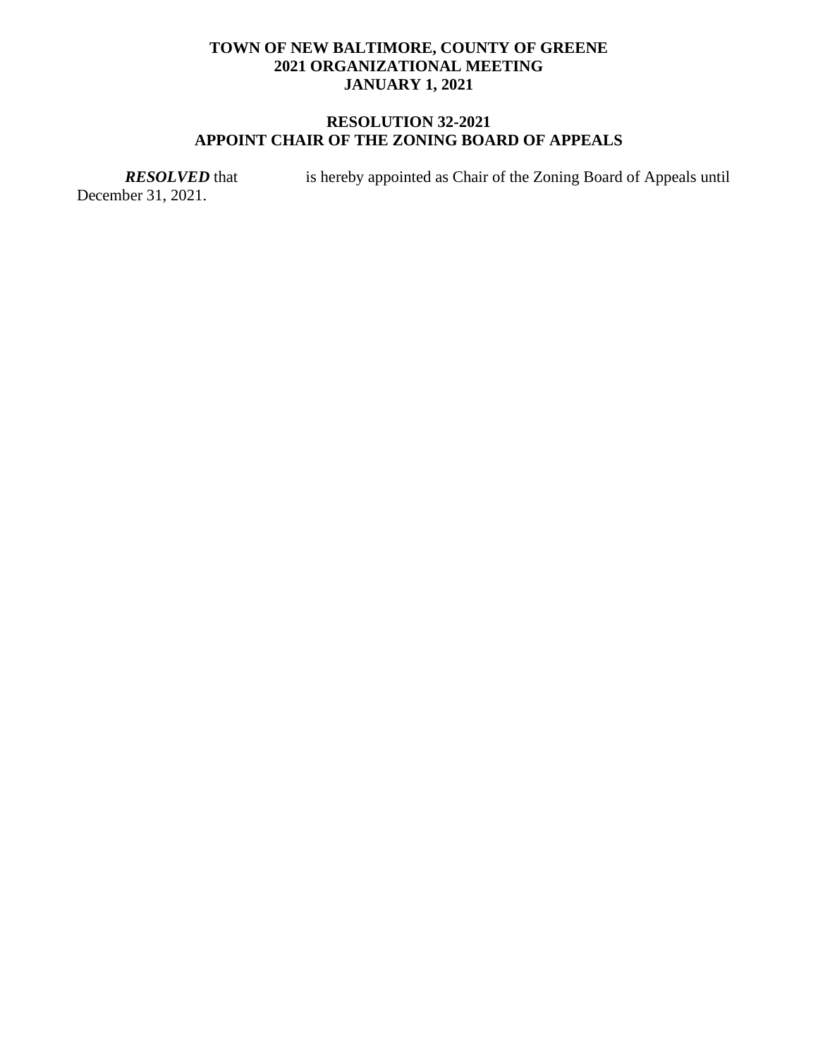**TOWN OF NEW BALTIMORE, COUNTY OF GREENE**
**2021 ORGANIZATIONAL MEETING**
**JANUARY 1, 2021**

**RESOLUTION 32-2021**
**APPOINT CHAIR OF THE ZONING BOARD OF APPEALS**

***RESOLVED*** that  is hereby appointed as Chair of the Zoning Board of Appeals until December 31, 2021.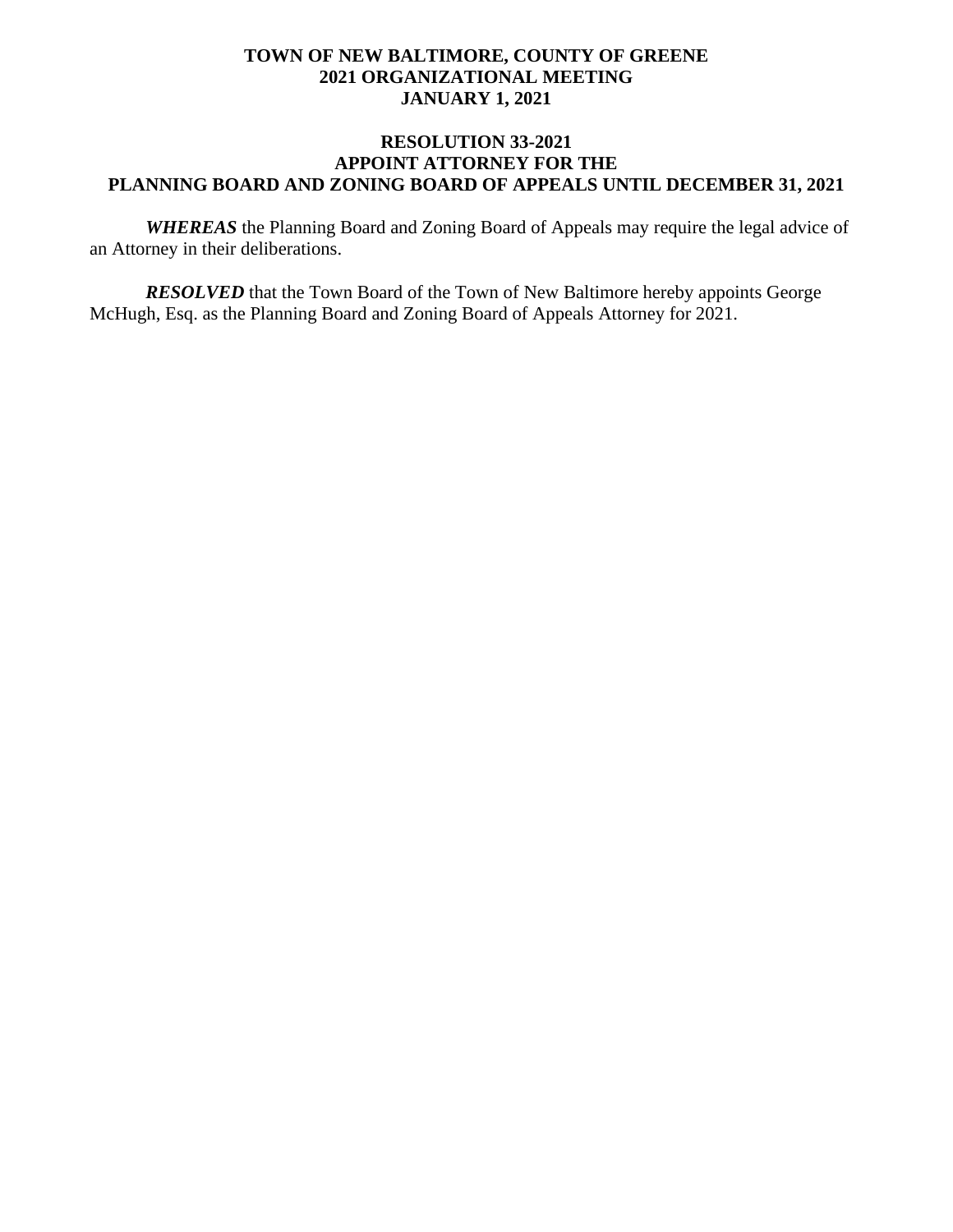**TOWN OF NEW BALTIMORE, COUNTY OF GREENE**
**2021 ORGANIZATIONAL MEETING**
**JANUARY 1, 2021**

## RESOLUTION 33-2021
## APPOINT ATTORNEY FOR THE PLANNING BOARD AND ZONING BOARD OF APPEALS UNTIL DECEMBER 31, 2021

***WHEREAS*** the Planning Board and Zoning Board of Appeals may require the legal advice of an Attorney in their deliberations.

***RESOLVED*** that the Town Board of the Town of New Baltimore hereby appoints George McHugh, Esq. as the Planning Board and Zoning Board of Appeals Attorney for 2021.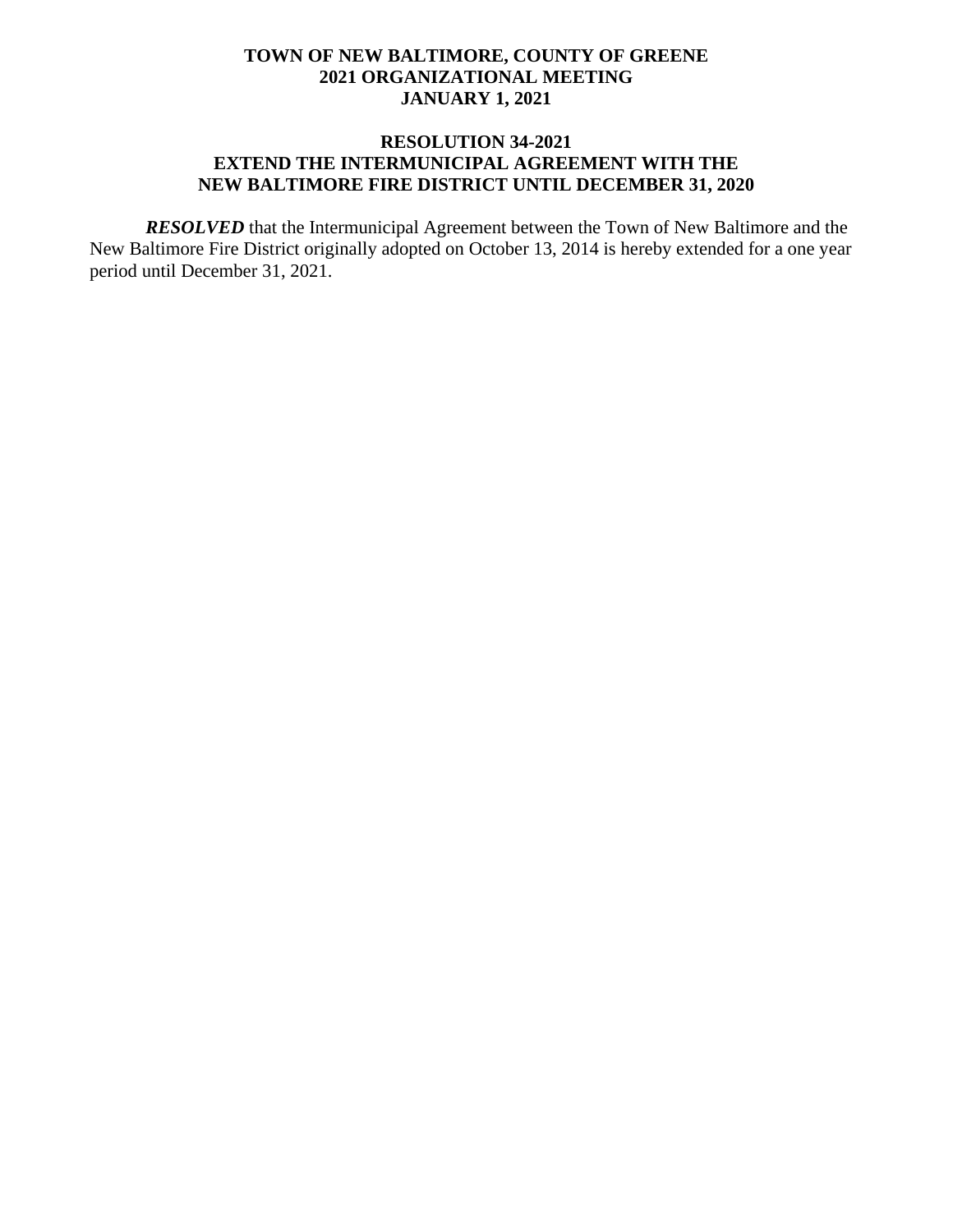**TOWN OF NEW BALTIMORE, COUNTY OF GREENE**
**2021 ORGANIZATIONAL MEETING**
**JANUARY 1, 2021**

## RESOLUTION 34-2021
## EXTEND THE INTERMUNICIPAL AGREEMENT WITH THE NEW BALTIMORE FIRE DISTRICT UNTIL DECEMBER 31, 2020

***RESOLVED*** that the Intermunicipal Agreement between the Town of New Baltimore and the New Baltimore Fire District originally adopted on October 13, 2014 is hereby extended for a one year period until December 31, 2021.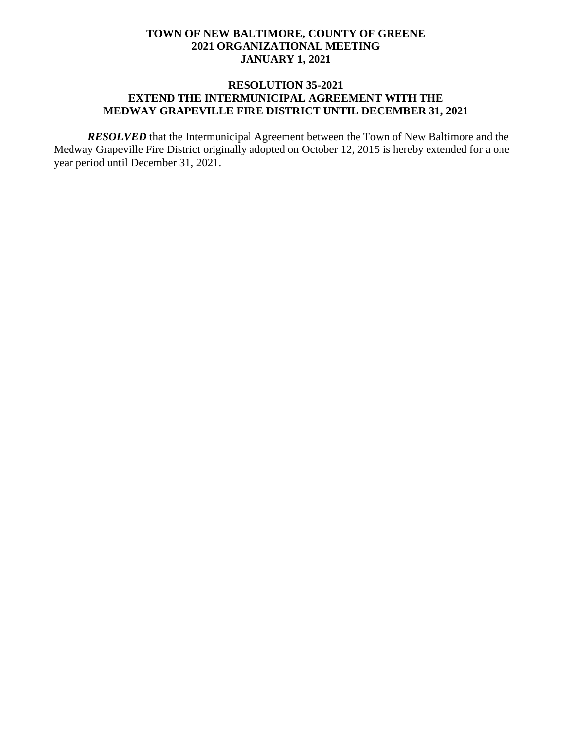**TOWN OF NEW BALTIMORE, COUNTY OF GREENE**
**2021 ORGANIZATIONAL MEETING**
**JANUARY 1, 2021**

**RESOLUTION 35-2021**
**EXTEND THE INTERMUNICIPAL AGREEMENT WITH THE MEDWAY GRAPEVILLE FIRE DISTRICT UNTIL DECEMBER 31, 2021**

***RESOLVED*** that the Intermunicipal Agreement between the Town of New Baltimore and the Medway Grapeville Fire District originally adopted on October 12, 2015 is hereby extended for a one year period until December 31, 2021.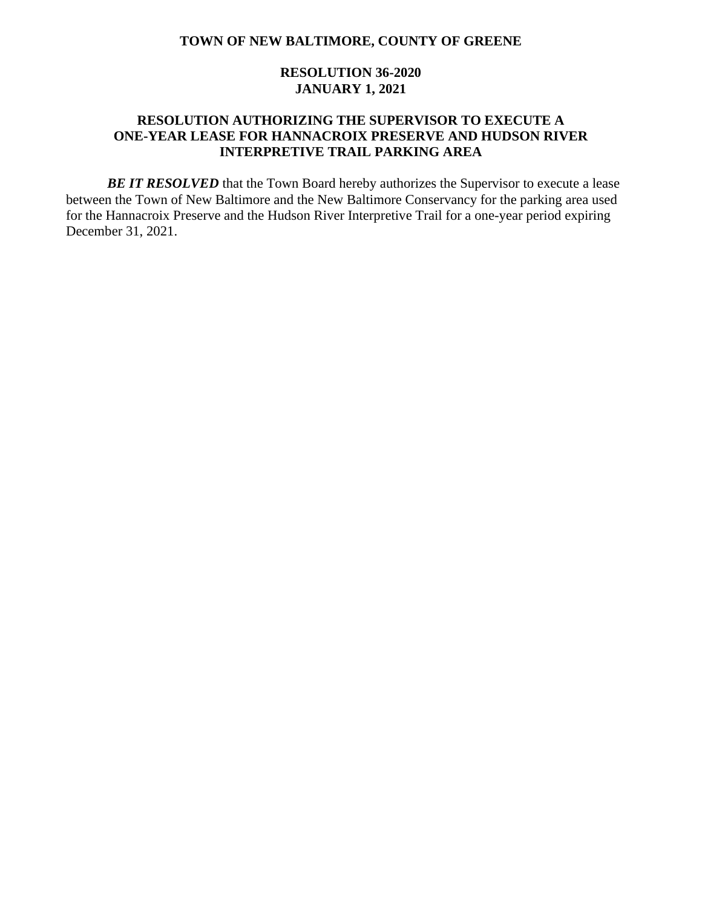**TOWN OF NEW BALTIMORE, COUNTY OF GREENE**

**RESOLUTION 36-2020**
**JANUARY 1, 2021**

**RESOLUTION AUTHORIZING THE SUPERVISOR TO EXECUTE A ONE-YEAR LEASE FOR HANNACROIX PRESERVE AND HUDSON RIVER INTERPRETIVE TRAIL PARKING AREA**

***BE IT RESOLVED*** that the Town Board hereby authorizes the Supervisor to execute a lease between the Town of New Baltimore and the New Baltimore Conservancy for the parking area used for the Hannacroix Preserve and the Hudson River Interpretive Trail for a one-year period expiring December 31, 2021.